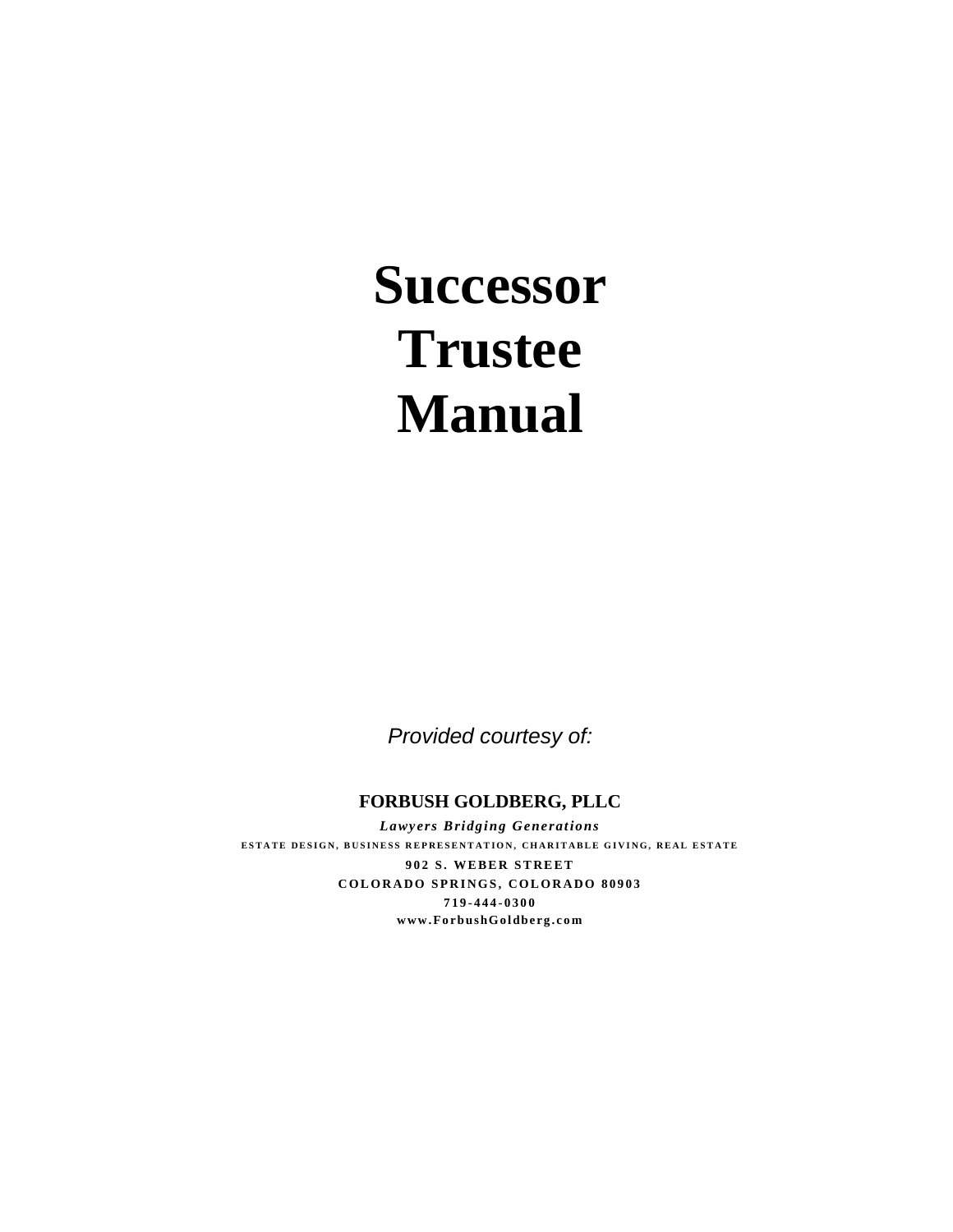# Successor Trustee Manual

*Provided courtesy of:*

**FORBUSH GOLDBERG, PLLC**

***Lawyers Bridging Generations***

**ESTATE DESIGN, BUSINESS REPRESENTATION, CHARITABLE GIVING, REAL ESTATE**

**902 S. WEBER STREET**

**COLORADO SPRINGS, COLORADO 80903**

**719-444-0300**

**www.ForbushGoldberg.com**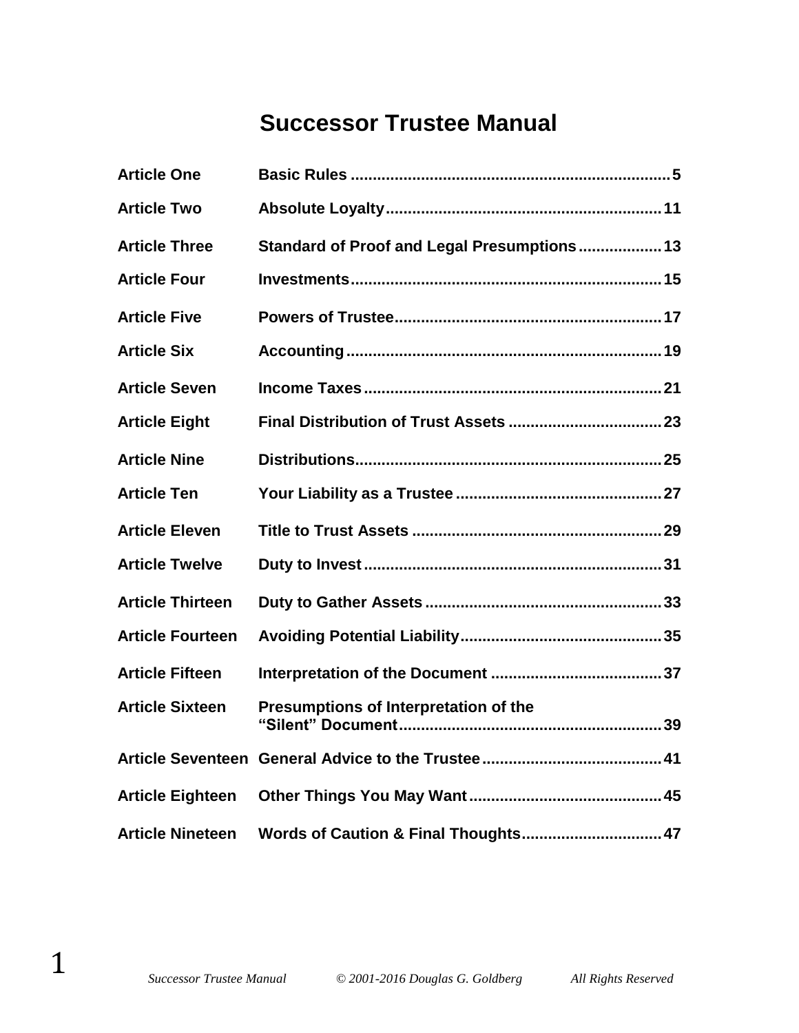# Successor Trustee Manual

| | | |
|---|---|---|
| **Article One** | **Basic Rules** | **5** |
| **Article Two** | **Absolute Loyalty** | **11** |
| **Article Three** | **Standard of Proof and Legal Presumptions** | **13** |
| **Article Four** | **Investments** | **15** |
| **Article Five** | **Powers of Trustee** | **17** |
| **Article Six** | **Accounting** | **19** |
| **Article Seven** | **Income Taxes** | **21** |
| **Article Eight** | **Final Distribution of Trust Assets** | **23** |
| **Article Nine** | **Distributions** | **25** |
| **Article Ten** | **Your Liability as a Trustee** | **27** |
| **Article Eleven** | **Title to Trust Assets** | **29** |
| **Article Twelve** | **Duty to Invest** | **31** |
| **Article Thirteen** | **Duty to Gather Assets** | **33** |
| **Article Fourteen** | **Avoiding Potential Liability** | **35** |
| **Article Fifteen** | **Interpretation of the Document** | **37** |
| **Article Sixteen** | **Presumptions of Interpretation of the "Silent" Document** | **39** |
| **Article Seventeen** | **General Advice to the Trustee** | **41** |
| **Article Eighteen** | **Other Things You May Want** | **45** |
| **Article Nineteen** | **Words of Caution & Final Thoughts** | **47** |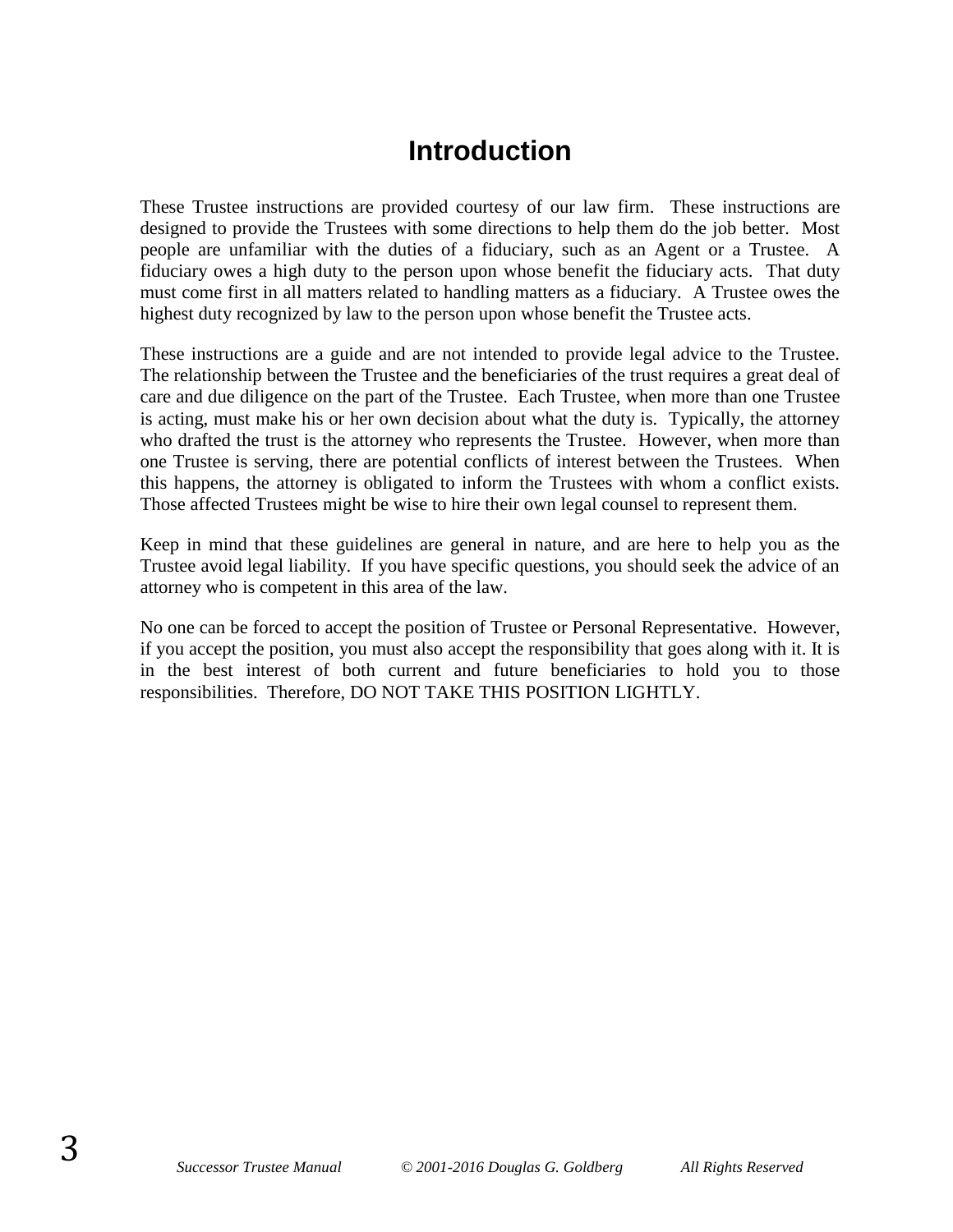# Introduction

These Trustee instructions are provided courtesy of our law firm. These instructions are designed to provide the Trustees with some directions to help them do the job better. Most people are unfamiliar with the duties of a fiduciary, such as an Agent or a Trustee. A fiduciary owes a high duty to the person upon whose benefit the fiduciary acts. That duty must come first in all matters related to handling matters as a fiduciary. A Trustee owes the highest duty recognized by law to the person upon whose benefit the Trustee acts.

These instructions are a guide and are not intended to provide legal advice to the Trustee. The relationship between the Trustee and the beneficiaries of the trust requires a great deal of care and due diligence on the part of the Trustee. Each Trustee, when more than one Trustee is acting, must make his or her own decision about what the duty is. Typically, the attorney who drafted the trust is the attorney who represents the Trustee. However, when more than one Trustee is serving, there are potential conflicts of interest between the Trustees. When this happens, the attorney is obligated to inform the Trustees with whom a conflict exists. Those affected Trustees might be wise to hire their own legal counsel to represent them.

Keep in mind that these guidelines are general in nature, and are here to help you as the Trustee avoid legal liability. If you have specific questions, you should seek the advice of an attorney who is competent in this area of the law.

No one can be forced to accept the position of Trustee or Personal Representative. However, if you accept the position, you must also accept the responsibility that goes along with it. It is in the best interest of both current and future beneficiaries to hold you to those responsibilities. Therefore, DO NOT TAKE THIS POSITION LIGHTLY.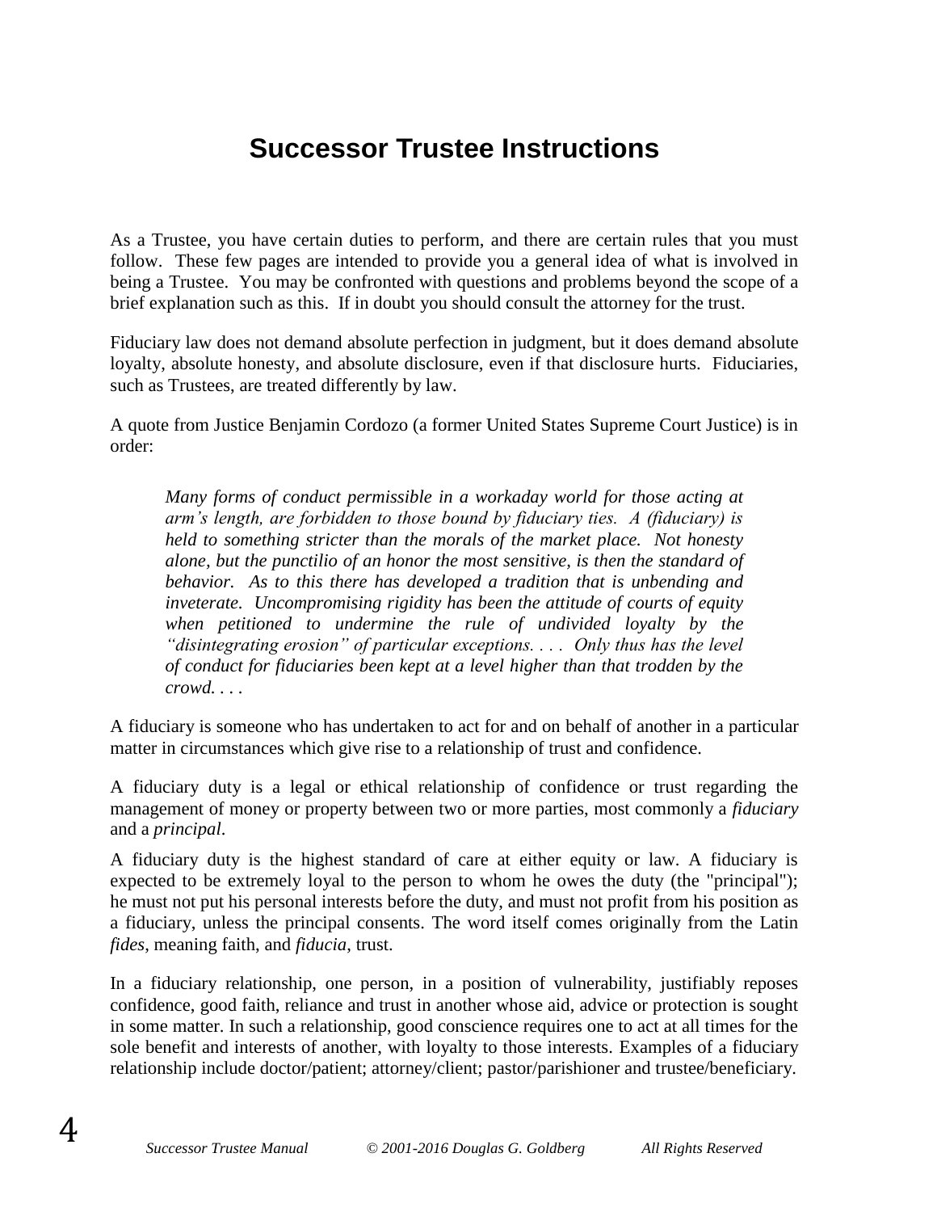# Successor Trustee Instructions

As a Trustee, you have certain duties to perform, and there are certain rules that you must follow. These few pages are intended to provide you a general idea of what is involved in being a Trustee. You may be confronted with questions and problems beyond the scope of a brief explanation such as this. If in doubt you should consult the attorney for the trust.

Fiduciary law does not demand absolute perfection in judgment, but it does demand absolute loyalty, absolute honesty, and absolute disclosure, even if that disclosure hurts. Fiduciaries, such as Trustees, are treated differently by law.

A quote from Justice Benjamin Cordozo (a former United States Supreme Court Justice) is in order:

> *Many forms of conduct permissible in a workaday world for those acting at arm's length, are forbidden to those bound by fiduciary ties. A (fiduciary) is held to something stricter than the morals of the market place. Not honesty alone, but the punctilio of an honor the most sensitive, is then the standard of behavior. As to this there has developed a tradition that is unbending and inveterate. Uncompromising rigidity has been the attitude of courts of equity when petitioned to undermine the rule of undivided loyalty by the "disintegrating erosion" of particular exceptions. . . . Only thus has the level of conduct for fiduciaries been kept at a level higher than that trodden by the crowd. . . .*

A fiduciary is someone who has undertaken to act for and on behalf of another in a particular matter in circumstances which give rise to a relationship of trust and confidence.

A fiduciary duty is a legal or ethical relationship of confidence or trust regarding the management of money or property between two or more parties, most commonly a *fiduciary* and a *principal*.

A fiduciary duty is the highest standard of care at either equity or law. A fiduciary is expected to be extremely loyal to the person to whom he owes the duty (the "principal"); he must not put his personal interests before the duty, and must not profit from his position as a fiduciary, unless the principal consents. The word itself comes originally from the Latin *fides*, meaning faith, and *fiducia*, trust.

In a fiduciary relationship, one person, in a position of vulnerability, justifiably reposes confidence, good faith, reliance and trust in another whose aid, advice or protection is sought in some matter. In such a relationship, good conscience requires one to act at all times for the sole benefit and interests of another, with loyalty to those interests. Examples of a fiduciary relationship include doctor/patient; attorney/client; pastor/parishioner and trustee/beneficiary.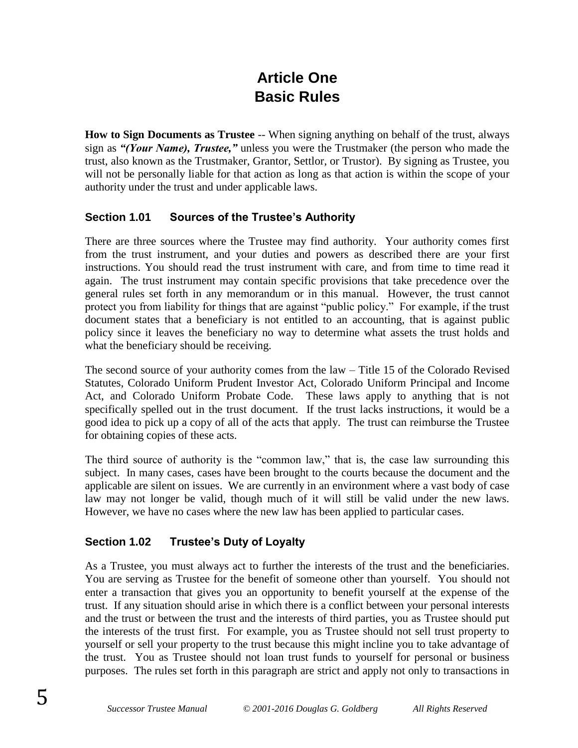# Article One
# Basic Rules

**How to Sign Documents as Trustee** -- When signing anything on behalf of the trust, always sign as ***"(Your Name), Trustee,"*** unless you were the Trustmaker (the person who made the trust, also known as the Trustmaker, Grantor, Settlor, or Trustor). By signing as Trustee, you will not be personally liable for that action as long as that action is within the scope of your authority under the trust and under applicable laws.

### Section 1.01 Sources of the Trustee's Authority

There are three sources where the Trustee may find authority. Your authority comes first from the trust instrument, and your duties and powers as described there are your first instructions. You should read the trust instrument with care, and from time to time read it again. The trust instrument may contain specific provisions that take precedence over the general rules set forth in any memorandum or in this manual. However, the trust cannot protect you from liability for things that are against "public policy." For example, if the trust document states that a beneficiary is not entitled to an accounting, that is against public policy since it leaves the beneficiary no way to determine what assets the trust holds and what the beneficiary should be receiving.

The second source of your authority comes from the law – Title 15 of the Colorado Revised Statutes, Colorado Uniform Prudent Investor Act, Colorado Uniform Principal and Income Act, and Colorado Uniform Probate Code. These laws apply to anything that is not specifically spelled out in the trust document. If the trust lacks instructions, it would be a good idea to pick up a copy of all of the acts that apply. The trust can reimburse the Trustee for obtaining copies of these acts.

The third source of authority is the "common law," that is, the case law surrounding this subject. In many cases, cases have been brought to the courts because the document and the applicable are silent on issues. We are currently in an environment where a vast body of case law may not longer be valid, though much of it will still be valid under the new laws. However, we have no cases where the new law has been applied to particular cases.

### Section 1.02 Trustee's Duty of Loyalty

As a Trustee, you must always act to further the interests of the trust and the beneficiaries. You are serving as Trustee for the benefit of someone other than yourself. You should not enter a transaction that gives you an opportunity to benefit yourself at the expense of the trust. If any situation should arise in which there is a conflict between your personal interests and the trust or between the trust and the interests of third parties, you as Trustee should put the interests of the trust first. For example, you as Trustee should not sell trust property to yourself or sell your property to the trust because this might incline you to take advantage of the trust. You as Trustee should not loan trust funds to yourself for personal or business purposes. The rules set forth in this paragraph are strict and apply not only to transactions in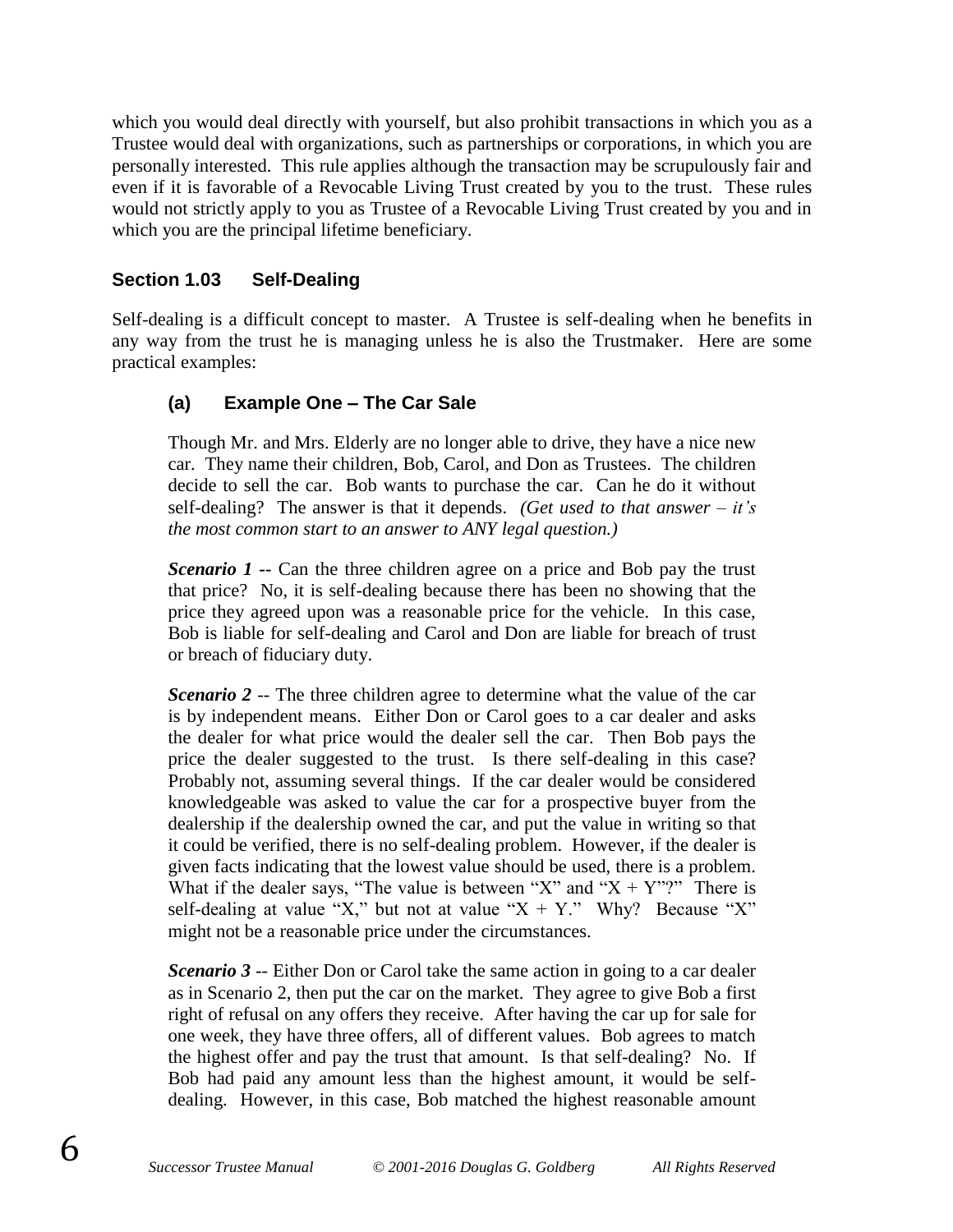which you would deal directly with yourself, but also prohibit transactions in which you as a Trustee would deal with organizations, such as partnerships or corporations, in which you are personally interested. This rule applies although the transaction may be scrupulously fair and even if it is favorable of a Revocable Living Trust created by you to the trust. These rules would not strictly apply to you as Trustee of a Revocable Living Trust created by you and in which you are the principal lifetime beneficiary.

### Section 1.03 Self-Dealing

Self-dealing is a difficult concept to master. A Trustee is self-dealing when he benefits in any way from the trust he is managing unless he is also the Trustmaker. Here are some practical examples:

#### (a) Example One – The Car Sale

Though Mr. and Mrs. Elderly are no longer able to drive, they have a nice new car. They name their children, Bob, Carol, and Don as Trustees. The children decide to sell the car. Bob wants to purchase the car. Can he do it without self-dealing? The answer is that it depends. *(Get used to that answer – it's the most common start to an answer to ANY legal question.)*

***Scenario 1*** **--** Can the three children agree on a price and Bob pay the trust that price? No, it is self-dealing because there has been no showing that the price they agreed upon was a reasonable price for the vehicle. In this case, Bob is liable for self-dealing and Carol and Don are liable for breach of trust or breach of fiduciary duty.

***Scenario 2*** -- The three children agree to determine what the value of the car is by independent means. Either Don or Carol goes to a car dealer and asks the dealer for what price would the dealer sell the car. Then Bob pays the price the dealer suggested to the trust. Is there self-dealing in this case? Probably not, assuming several things. If the car dealer would be considered knowledgeable was asked to value the car for a prospective buyer from the dealership if the dealership owned the car, and put the value in writing so that it could be verified, there is no self-dealing problem. However, if the dealer is given facts indicating that the lowest value should be used, there is a problem. What if the dealer says, "The value is between "X" and "X + Y"?" There is self-dealing at value "X," but not at value "X + Y." Why? Because "X" might not be a reasonable price under the circumstances.

***Scenario 3*** -- Either Don or Carol take the same action in going to a car dealer as in Scenario 2, then put the car on the market. They agree to give Bob a first right of refusal on any offers they receive. After having the car up for sale for one week, they have three offers, all of different values. Bob agrees to match the highest offer and pay the trust that amount. Is that self-dealing? No. If Bob had paid any amount less than the highest amount, it would be self-dealing. However, in this case, Bob matched the highest reasonable amount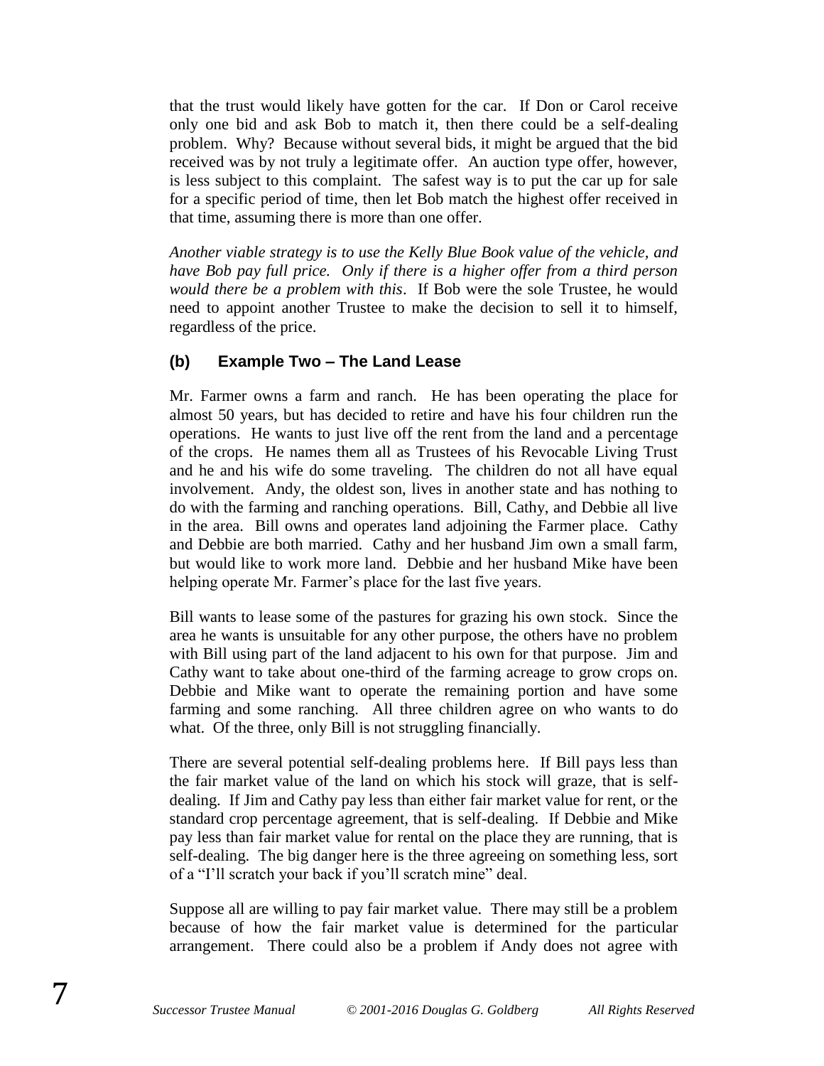that the trust would likely have gotten for the car. If Don or Carol receive only one bid and ask Bob to match it, then there could be a self-dealing problem. Why? Because without several bids, it might be argued that the bid received was by not truly a legitimate offer. An auction type offer, however, is less subject to this complaint. The safest way is to put the car up for sale for a specific period of time, then let Bob match the highest offer received in that time, assuming there is more than one offer.

*Another viable strategy is to use the Kelly Blue Book value of the vehicle, and have Bob pay full price. Only if there is a higher offer from a third person would there be a problem with this*. If Bob were the sole Trustee, he would need to appoint another Trustee to make the decision to sell it to himself, regardless of the price.

### (b) Example Two – The Land Lease

Mr. Farmer owns a farm and ranch. He has been operating the place for almost 50 years, but has decided to retire and have his four children run the operations. He wants to just live off the rent from the land and a percentage of the crops. He names them all as Trustees of his Revocable Living Trust and he and his wife do some traveling. The children do not all have equal involvement. Andy, the oldest son, lives in another state and has nothing to do with the farming and ranching operations. Bill, Cathy, and Debbie all live in the area. Bill owns and operates land adjoining the Farmer place. Cathy and Debbie are both married. Cathy and her husband Jim own a small farm, but would like to work more land. Debbie and her husband Mike have been helping operate Mr. Farmer's place for the last five years.

Bill wants to lease some of the pastures for grazing his own stock. Since the area he wants is unsuitable for any other purpose, the others have no problem with Bill using part of the land adjacent to his own for that purpose. Jim and Cathy want to take about one-third of the farming acreage to grow crops on. Debbie and Mike want to operate the remaining portion and have some farming and some ranching. All three children agree on who wants to do what. Of the three, only Bill is not struggling financially.

There are several potential self-dealing problems here. If Bill pays less than the fair market value of the land on which his stock will graze, that is self-dealing. If Jim and Cathy pay less than either fair market value for rent, or the standard crop percentage agreement, that is self-dealing. If Debbie and Mike pay less than fair market value for rental on the place they are running, that is self-dealing. The big danger here is the three agreeing on something less, sort of a "I'll scratch your back if you'll scratch mine" deal.

Suppose all are willing to pay fair market value. There may still be a problem because of how the fair market value is determined for the particular arrangement. There could also be a problem if Andy does not agree with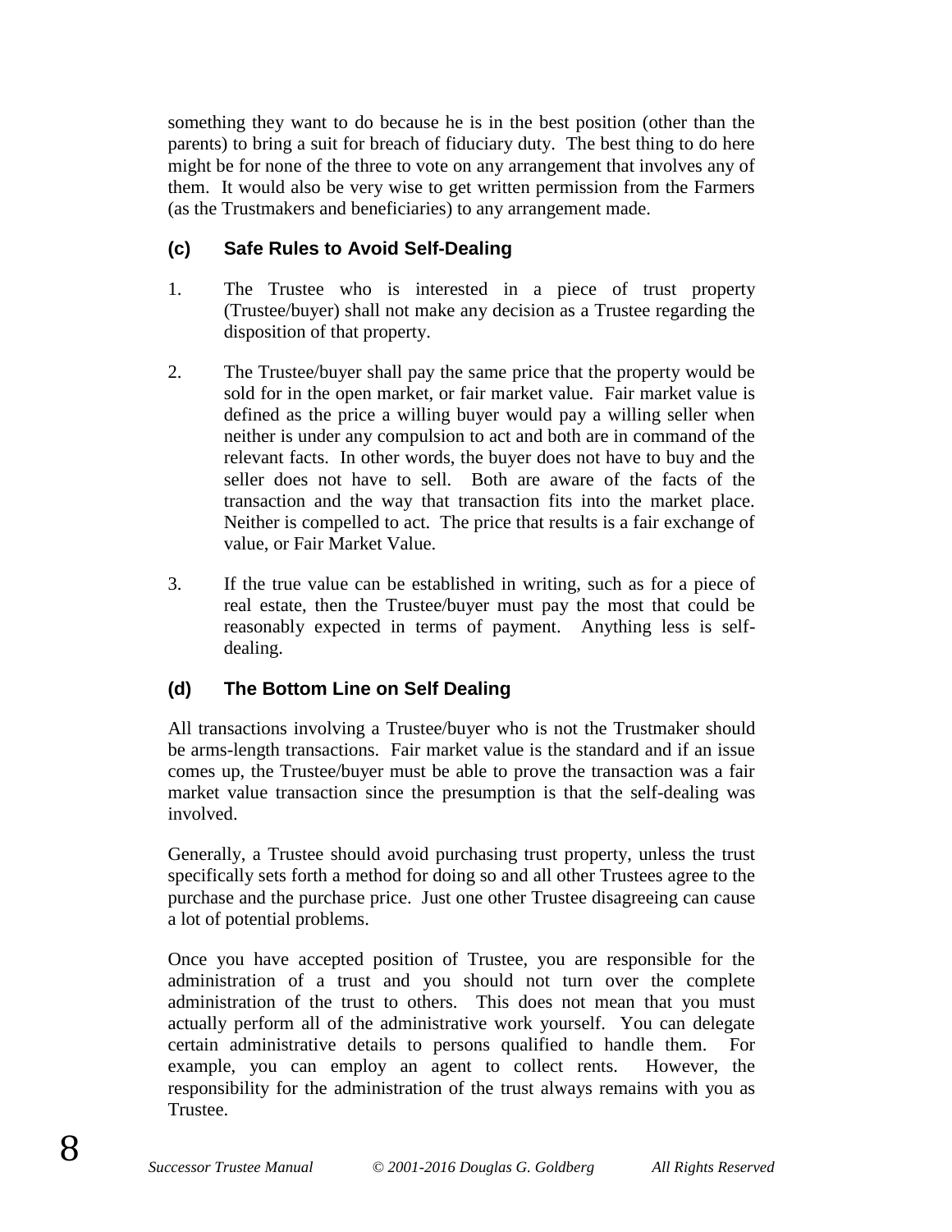something they want to do because he is in the best position (other than the parents) to bring a suit for breach of fiduciary duty. The best thing to do here might be for none of the three to vote on any arrangement that involves any of them. It would also be very wise to get written permission from the Farmers (as the Trustmakers and beneficiaries) to any arrangement made.

### (c) Safe Rules to Avoid Self-Dealing

1. The Trustee who is interested in a piece of trust property (Trustee/buyer) shall not make any decision as a Trustee regarding the disposition of that property.

2. The Trustee/buyer shall pay the same price that the property would be sold for in the open market, or fair market value. Fair market value is defined as the price a willing buyer would pay a willing seller when neither is under any compulsion to act and both are in command of the relevant facts. In other words, the buyer does not have to buy and the seller does not have to sell. Both are aware of the facts of the transaction and the way that transaction fits into the market place. Neither is compelled to act. The price that results is a fair exchange of value, or Fair Market Value.

3. If the true value can be established in writing, such as for a piece of real estate, then the Trustee/buyer must pay the most that could be reasonably expected in terms of payment. Anything less is self-dealing.

### (d) The Bottom Line on Self Dealing

All transactions involving a Trustee/buyer who is not the Trustmaker should be arms-length transactions. Fair market value is the standard and if an issue comes up, the Trustee/buyer must be able to prove the transaction was a fair market value transaction since the presumption is that the self-dealing was involved.

Generally, a Trustee should avoid purchasing trust property, unless the trust specifically sets forth a method for doing so and all other Trustees agree to the purchase and the purchase price. Just one other Trustee disagreeing can cause a lot of potential problems.

Once you have accepted position of Trustee, you are responsible for the administration of a trust and you should not turn over the complete administration of the trust to others. This does not mean that you must actually perform all of the administrative work yourself. You can delegate certain administrative details to persons qualified to handle them. For example, you can employ an agent to collect rents. However, the responsibility for the administration of the trust always remains with you as Trustee.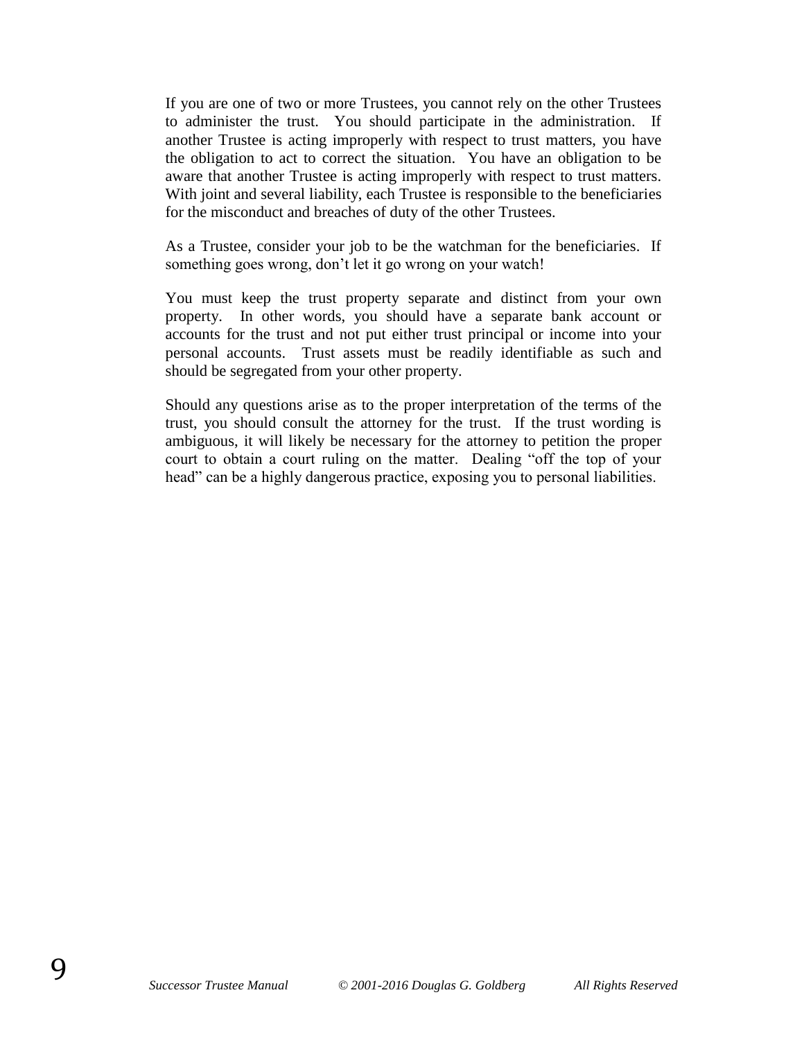If you are one of two or more Trustees, you cannot rely on the other Trustees to administer the trust. You should participate in the administration. If another Trustee is acting improperly with respect to trust matters, you have the obligation to act to correct the situation. You have an obligation to be aware that another Trustee is acting improperly with respect to trust matters. With joint and several liability, each Trustee is responsible to the beneficiaries for the misconduct and breaches of duty of the other Trustees.

As a Trustee, consider your job to be the watchman for the beneficiaries. If something goes wrong, don't let it go wrong on your watch!

You must keep the trust property separate and distinct from your own property. In other words, you should have a separate bank account or accounts for the trust and not put either trust principal or income into your personal accounts. Trust assets must be readily identifiable as such and should be segregated from your other property.

Should any questions arise as to the proper interpretation of the terms of the trust, you should consult the attorney for the trust. If the trust wording is ambiguous, it will likely be necessary for the attorney to petition the proper court to obtain a court ruling on the matter. Dealing "off the top of your head" can be a highly dangerous practice, exposing you to personal liabilities.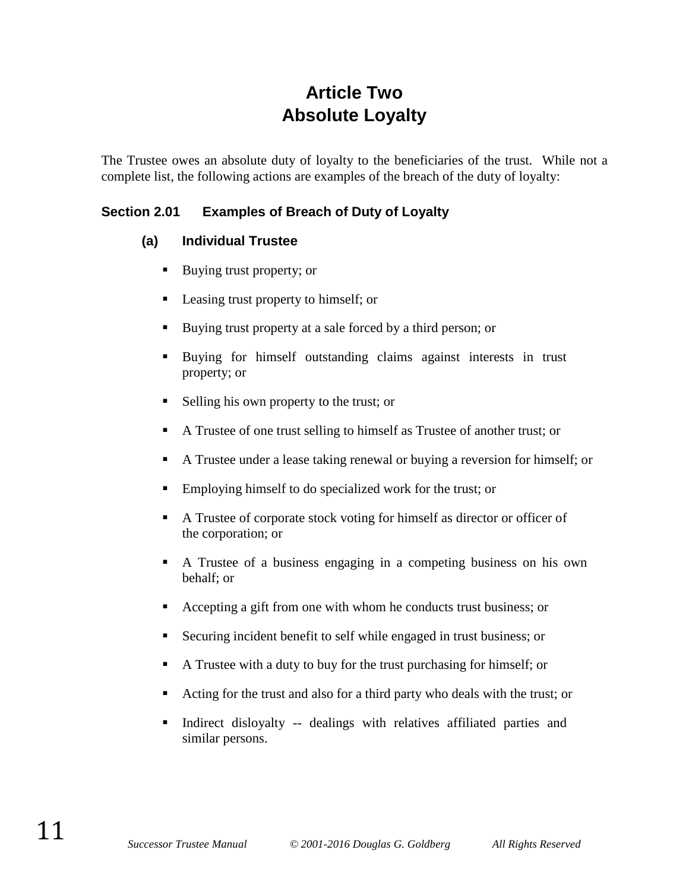# Article Two
# Absolute Loyalty

The Trustee owes an absolute duty of loyalty to the beneficiaries of the trust. While not a complete list, the following actions are examples of the breach of the duty of loyalty:

## Section 2.01 Examples of Breach of Duty of Loyalty

### (a) Individual Trustee

- Buying trust property; or
- Leasing trust property to himself; or
- Buying trust property at a sale forced by a third person; or
- Buying for himself outstanding claims against interests in trust property; or
- Selling his own property to the trust; or
- A Trustee of one trust selling to himself as Trustee of another trust; or
- A Trustee under a lease taking renewal or buying a reversion for himself; or
- Employing himself to do specialized work for the trust; or
- A Trustee of corporate stock voting for himself as director or officer of the corporation; or
- A Trustee of a business engaging in a competing business on his own behalf; or
- Accepting a gift from one with whom he conducts trust business; or
- Securing incident benefit to self while engaged in trust business; or
- A Trustee with a duty to buy for the trust purchasing for himself; or
- Acting for the trust and also for a third party who deals with the trust; or
- Indirect disloyalty -- dealings with relatives affiliated parties and similar persons.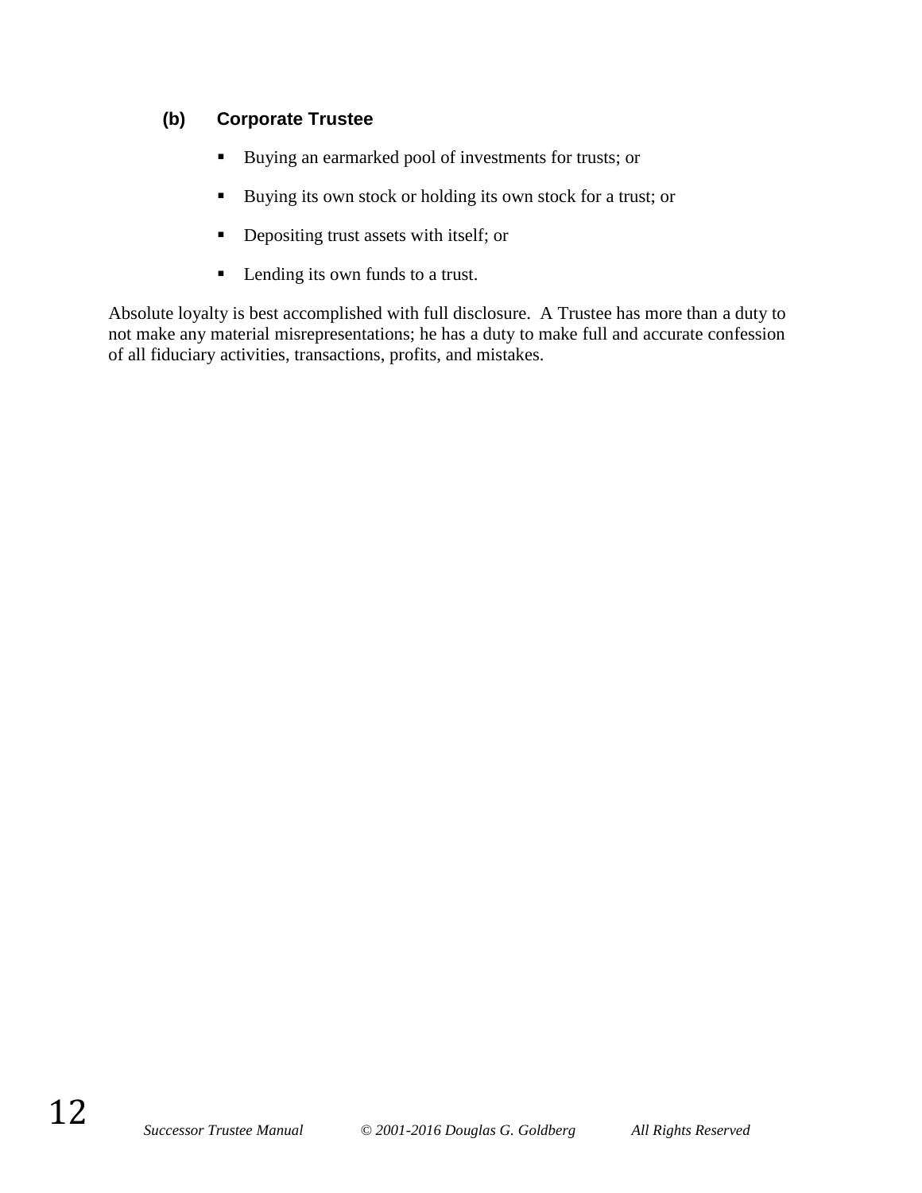#### (b) Corporate Trustee

- Buying an earmarked pool of investments for trusts; or
- Buying its own stock or holding its own stock for a trust; or
- Depositing trust assets with itself; or
- Lending its own funds to a trust.

Absolute loyalty is best accomplished with full disclosure. A Trustee has more than a duty to not make any material misrepresentations; he has a duty to make full and accurate confession of all fiduciary activities, transactions, profits, and mistakes.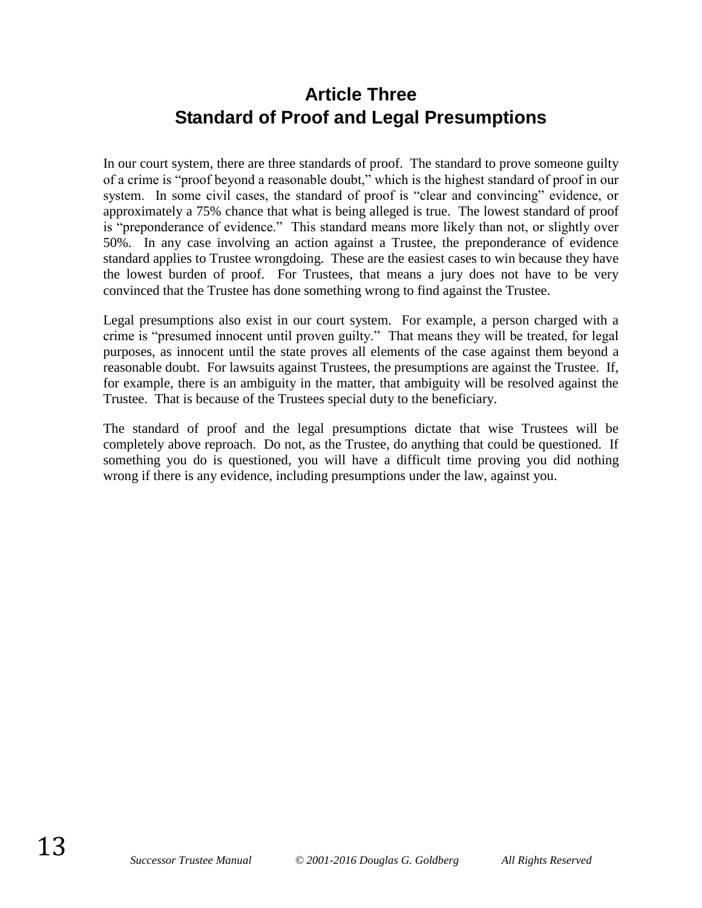# Article Three
# Standard of Proof and Legal Presumptions

In our court system, there are three standards of proof. The standard to prove someone guilty of a crime is "proof beyond a reasonable doubt," which is the highest standard of proof in our system. In some civil cases, the standard of proof is "clear and convincing" evidence, or approximately a 75% chance that what is being alleged is true. The lowest standard of proof is "preponderance of evidence." This standard means more likely than not, or slightly over 50%. In any case involving an action against a Trustee, the preponderance of evidence standard applies to Trustee wrongdoing. These are the easiest cases to win because they have the lowest burden of proof. For Trustees, that means a jury does not have to be very convinced that the Trustee has done something wrong to find against the Trustee.

Legal presumptions also exist in our court system. For example, a person charged with a crime is "presumed innocent until proven guilty." That means they will be treated, for legal purposes, as innocent until the state proves all elements of the case against them beyond a reasonable doubt. For lawsuits against Trustees, the presumptions are against the Trustee. If, for example, there is an ambiguity in the matter, that ambiguity will be resolved against the Trustee. That is because of the Trustees special duty to the beneficiary.

The standard of proof and the legal presumptions dictate that wise Trustees will be completely above reproach. Do not, as the Trustee, do anything that could be questioned. If something you do is questioned, you will have a difficult time proving you did nothing wrong if there is any evidence, including presumptions under the law, against you.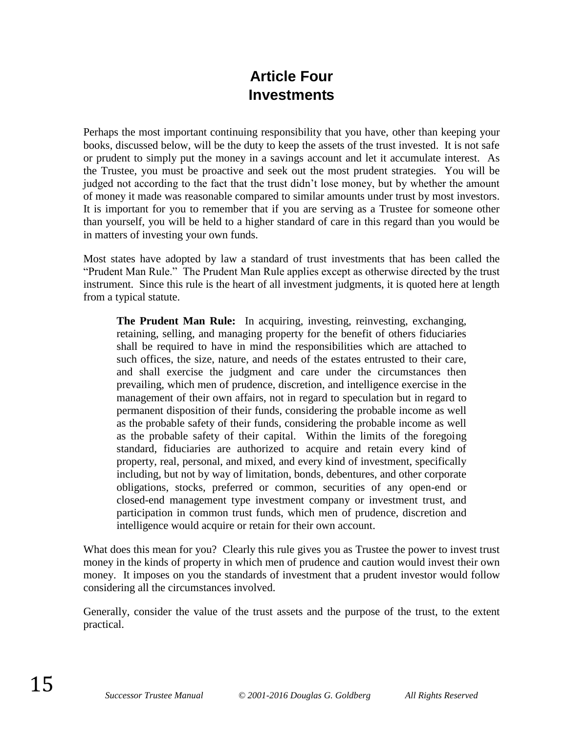# Article Four
# Investments

Perhaps the most important continuing responsibility that you have, other than keeping your books, discussed below, will be the duty to keep the assets of the trust invested. It is not safe or prudent to simply put the money in a savings account and let it accumulate interest. As the Trustee, you must be proactive and seek out the most prudent strategies. You will be judged not according to the fact that the trust didn't lose money, but by whether the amount of money it made was reasonable compared to similar amounts under trust by most investors. It is important for you to remember that if you are serving as a Trustee for someone other than yourself, you will be held to a higher standard of care in this regard than you would be in matters of investing your own funds.

Most states have adopted by law a standard of trust investments that has been called the "Prudent Man Rule." The Prudent Man Rule applies except as otherwise directed by the trust instrument. Since this rule is the heart of all investment judgments, it is quoted here at length from a typical statute.

> **The Prudent Man Rule:** In acquiring, investing, reinvesting, exchanging, retaining, selling, and managing property for the benefit of others fiduciaries shall be required to have in mind the responsibilities which are attached to such offices, the size, nature, and needs of the estates entrusted to their care, and shall exercise the judgment and care under the circumstances then prevailing, which men of prudence, discretion, and intelligence exercise in the management of their own affairs, not in regard to speculation but in regard to permanent disposition of their funds, considering the probable income as well as the probable safety of their funds, considering the probable income as well as the probable safety of their capital. Within the limits of the foregoing standard, fiduciaries are authorized to acquire and retain every kind of property, real, personal, and mixed, and every kind of investment, specifically including, but not by way of limitation, bonds, debentures, and other corporate obligations, stocks, preferred or common, securities of any open-end or closed-end management type investment company or investment trust, and participation in common trust funds, which men of prudence, discretion and intelligence would acquire or retain for their own account.

What does this mean for you? Clearly this rule gives you as Trustee the power to invest trust money in the kinds of property in which men of prudence and caution would invest their own money. It imposes on you the standards of investment that a prudent investor would follow considering all the circumstances involved.

Generally, consider the value of the trust assets and the purpose of the trust, to the extent practical.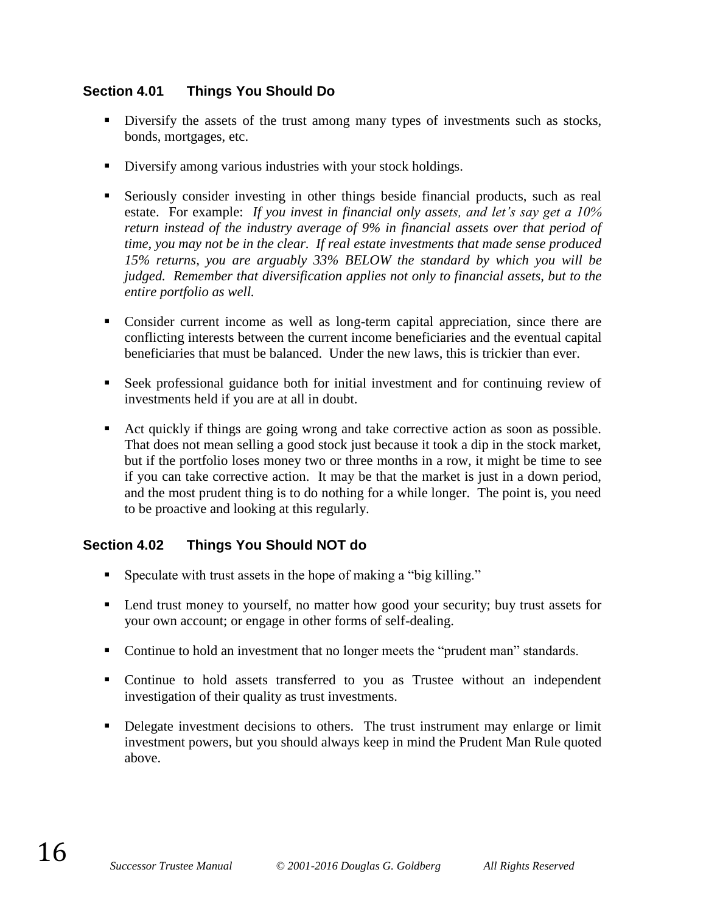### Section 4.01 Things You Should Do

- Diversify the assets of the trust among many types of investments such as stocks, bonds, mortgages, etc.
- Diversify among various industries with your stock holdings.
- Seriously consider investing in other things beside financial products, such as real estate. For example: *If you invest in financial only assets, and let's say get a 10% return instead of the industry average of 9% in financial assets over that period of time, you may not be in the clear. If real estate investments that made sense produced 15% returns, you are arguably 33% BELOW the standard by which you will be judged. Remember that diversification applies not only to financial assets, but to the entire portfolio as well.*
- Consider current income as well as long-term capital appreciation, since there are conflicting interests between the current income beneficiaries and the eventual capital beneficiaries that must be balanced. Under the new laws, this is trickier than ever.
- Seek professional guidance both for initial investment and for continuing review of investments held if you are at all in doubt.
- Act quickly if things are going wrong and take corrective action as soon as possible. That does not mean selling a good stock just because it took a dip in the stock market, but if the portfolio loses money two or three months in a row, it might be time to see if you can take corrective action. It may be that the market is just in a down period, and the most prudent thing is to do nothing for a while longer. The point is, you need to be proactive and looking at this regularly.

### Section 4.02 Things You Should NOT do

- Speculate with trust assets in the hope of making a "big killing."
- Lend trust money to yourself, no matter how good your security; buy trust assets for your own account; or engage in other forms of self-dealing.
- Continue to hold an investment that no longer meets the "prudent man" standards.
- Continue to hold assets transferred to you as Trustee without an independent investigation of their quality as trust investments.
- Delegate investment decisions to others. The trust instrument may enlarge or limit investment powers, but you should always keep in mind the Prudent Man Rule quoted above.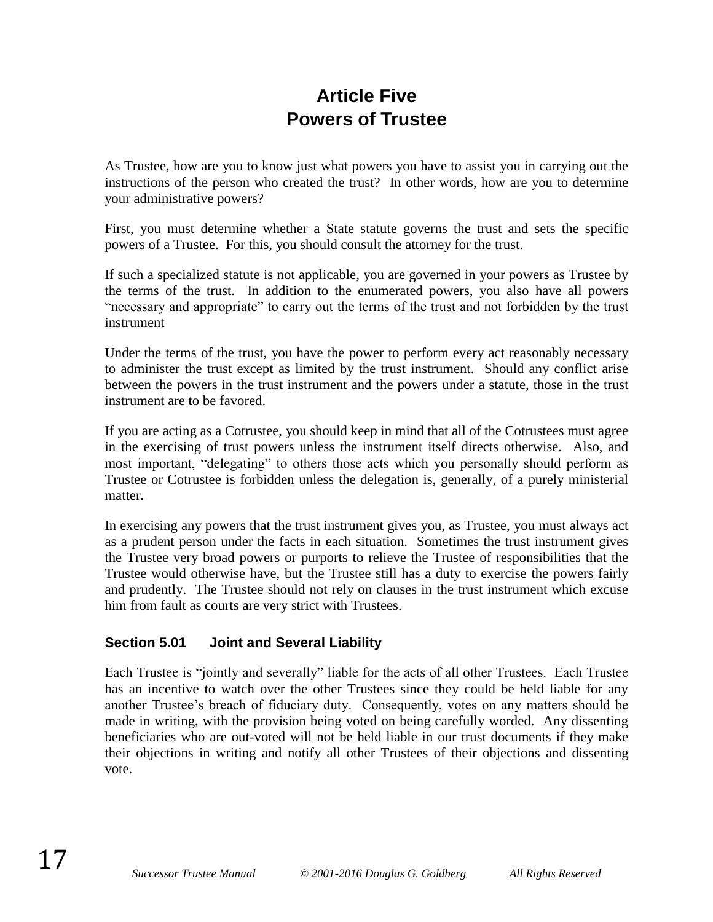# Article Five
# Powers of Trustee

As Trustee, how are you to know just what powers you have to assist you in carrying out the instructions of the person who created the trust? In other words, how are you to determine your administrative powers?

First, you must determine whether a State statute governs the trust and sets the specific powers of a Trustee. For this, you should consult the attorney for the trust.

If such a specialized statute is not applicable, you are governed in your powers as Trustee by the terms of the trust. In addition to the enumerated powers, you also have all powers "necessary and appropriate" to carry out the terms of the trust and not forbidden by the trust instrument

Under the terms of the trust, you have the power to perform every act reasonably necessary to administer the trust except as limited by the trust instrument. Should any conflict arise between the powers in the trust instrument and the powers under a statute, those in the trust instrument are to be favored.

If you are acting as a Cotrustee, you should keep in mind that all of the Cotrustees must agree in the exercising of trust powers unless the instrument itself directs otherwise. Also, and most important, "delegating" to others those acts which you personally should perform as Trustee or Cotrustee is forbidden unless the delegation is, generally, of a purely ministerial matter.

In exercising any powers that the trust instrument gives you, as Trustee, you must always act as a prudent person under the facts in each situation. Sometimes the trust instrument gives the Trustee very broad powers or purports to relieve the Trustee of responsibilities that the Trustee would otherwise have, but the Trustee still has a duty to exercise the powers fairly and prudently. The Trustee should not rely on clauses in the trust instrument which excuse him from fault as courts are very strict with Trustees.

### Section 5.01 Joint and Several Liability

Each Trustee is "jointly and severally" liable for the acts of all other Trustees. Each Trustee has an incentive to watch over the other Trustees since they could be held liable for any another Trustee's breach of fiduciary duty. Consequently, votes on any matters should be made in writing, with the provision being voted on being carefully worded. Any dissenting beneficiaries who are out-voted will not be held liable in our trust documents if they make their objections in writing and notify all other Trustees of their objections and dissenting vote.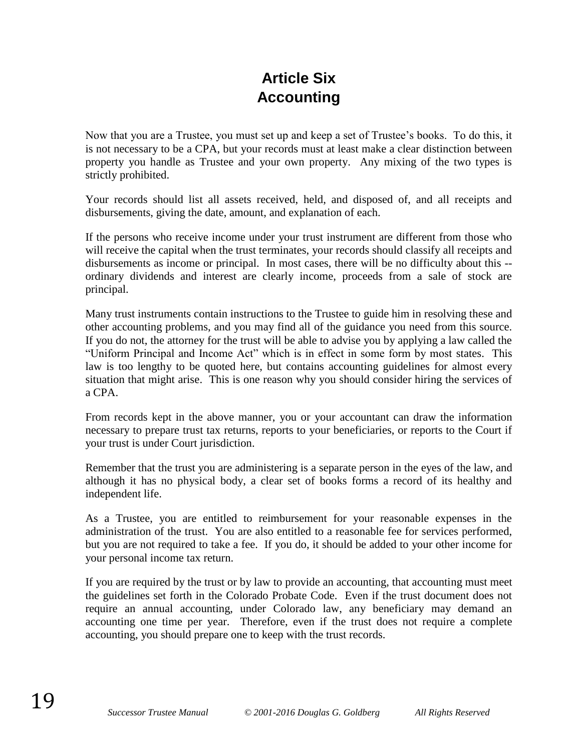# Article Six
# Accounting

Now that you are a Trustee, you must set up and keep a set of Trustee's books. To do this, it is not necessary to be a CPA, but your records must at least make a clear distinction between property you handle as Trustee and your own property. Any mixing of the two types is strictly prohibited.

Your records should list all assets received, held, and disposed of, and all receipts and disbursements, giving the date, amount, and explanation of each.

If the persons who receive income under your trust instrument are different from those who will receive the capital when the trust terminates, your records should classify all receipts and disbursements as income or principal. In most cases, there will be no difficulty about this -- ordinary dividends and interest are clearly income, proceeds from a sale of stock are principal.

Many trust instruments contain instructions to the Trustee to guide him in resolving these and other accounting problems, and you may find all of the guidance you need from this source. If you do not, the attorney for the trust will be able to advise you by applying a law called the "Uniform Principal and Income Act" which is in effect in some form by most states. This law is too lengthy to be quoted here, but contains accounting guidelines for almost every situation that might arise. This is one reason why you should consider hiring the services of a CPA.

From records kept in the above manner, you or your accountant can draw the information necessary to prepare trust tax returns, reports to your beneficiaries, or reports to the Court if your trust is under Court jurisdiction.

Remember that the trust you are administering is a separate person in the eyes of the law, and although it has no physical body, a clear set of books forms a record of its healthy and independent life.

As a Trustee, you are entitled to reimbursement for your reasonable expenses in the administration of the trust. You are also entitled to a reasonable fee for services performed, but you are not required to take a fee. If you do, it should be added to your other income for your personal income tax return.

If you are required by the trust or by law to provide an accounting, that accounting must meet the guidelines set forth in the Colorado Probate Code. Even if the trust document does not require an annual accounting, under Colorado law, any beneficiary may demand an accounting one time per year. Therefore, even if the trust does not require a complete accounting, you should prepare one to keep with the trust records.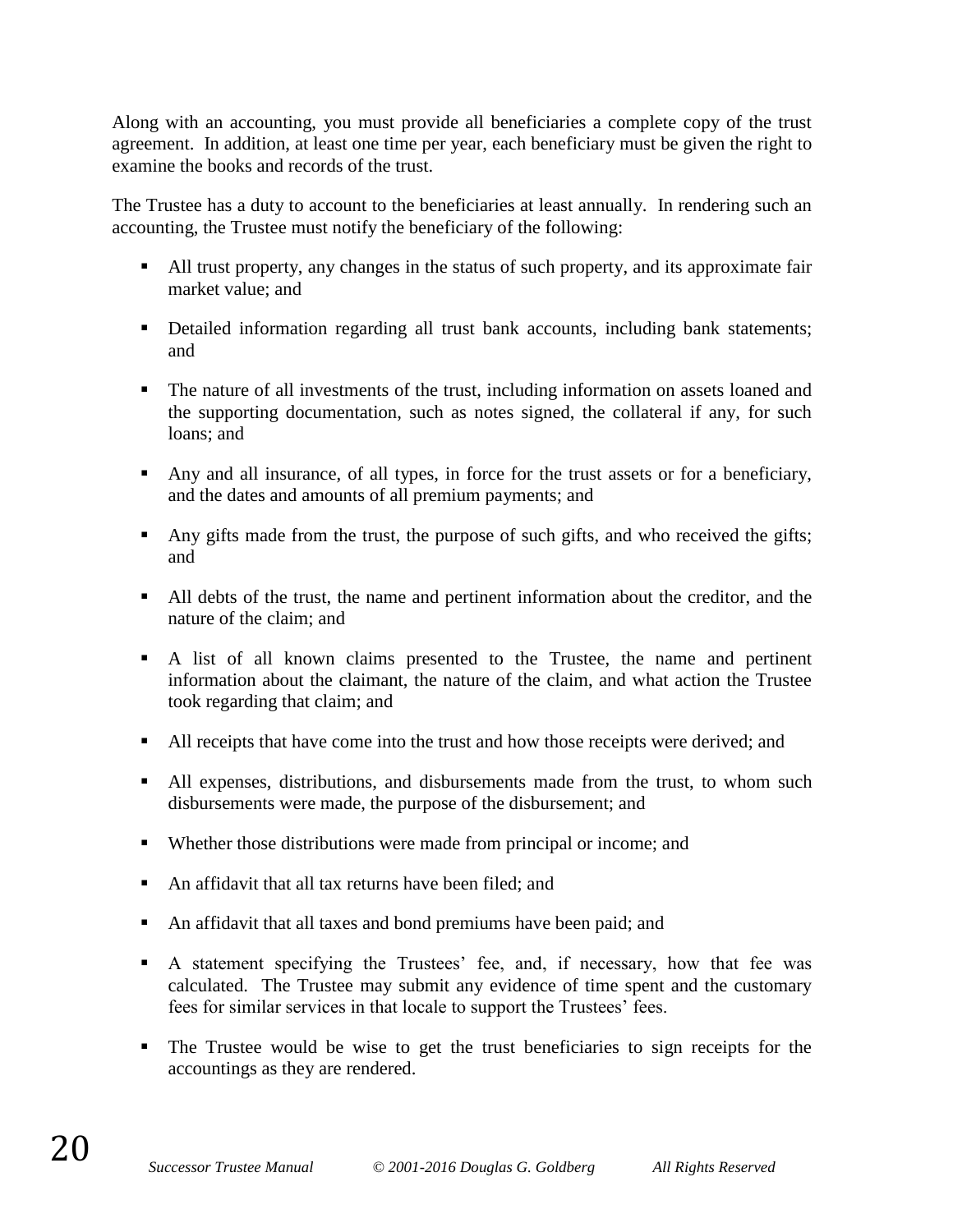Along with an accounting, you must provide all beneficiaries a complete copy of the trust agreement. In addition, at least one time per year, each beneficiary must be given the right to examine the books and records of the trust.

The Trustee has a duty to account to the beneficiaries at least annually. In rendering such an accounting, the Trustee must notify the beneficiary of the following:

- All trust property, any changes in the status of such property, and its approximate fair market value; and
- Detailed information regarding all trust bank accounts, including bank statements; and
- The nature of all investments of the trust, including information on assets loaned and the supporting documentation, such as notes signed, the collateral if any, for such loans; and
- Any and all insurance, of all types, in force for the trust assets or for a beneficiary, and the dates and amounts of all premium payments; and
- Any gifts made from the trust, the purpose of such gifts, and who received the gifts; and
- All debts of the trust, the name and pertinent information about the creditor, and the nature of the claim; and
- A list of all known claims presented to the Trustee, the name and pertinent information about the claimant, the nature of the claim, and what action the Trustee took regarding that claim; and
- All receipts that have come into the trust and how those receipts were derived; and
- All expenses, distributions, and disbursements made from the trust, to whom such disbursements were made, the purpose of the disbursement; and
- Whether those distributions were made from principal or income; and
- An affidavit that all tax returns have been filed; and
- An affidavit that all taxes and bond premiums have been paid; and
- A statement specifying the Trustees' fee, and, if necessary, how that fee was calculated. The Trustee may submit any evidence of time spent and the customary fees for similar services in that locale to support the Trustees' fees.
- The Trustee would be wise to get the trust beneficiaries to sign receipts for the accountings as they are rendered.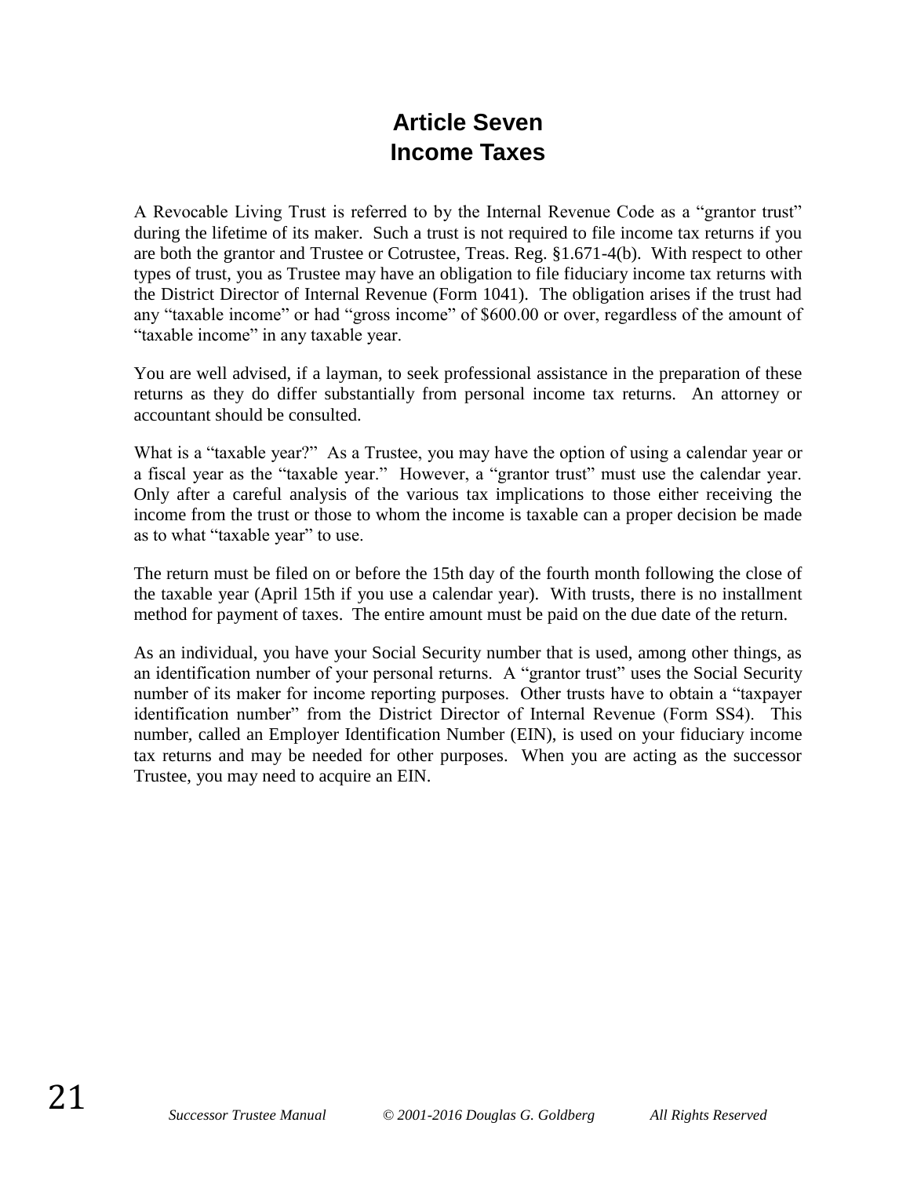# Article Seven
# Income Taxes

A Revocable Living Trust is referred to by the Internal Revenue Code as a "grantor trust" during the lifetime of its maker. Such a trust is not required to file income tax returns if you are both the grantor and Trustee or Cotrustee, Treas. Reg. §1.671-4(b). With respect to other types of trust, you as Trustee may have an obligation to file fiduciary income tax returns with the District Director of Internal Revenue (Form 1041). The obligation arises if the trust had any "taxable income" or had "gross income" of $600.00 or over, regardless of the amount of "taxable income" in any taxable year.

You are well advised, if a layman, to seek professional assistance in the preparation of these returns as they do differ substantially from personal income tax returns. An attorney or accountant should be consulted.

What is a "taxable year?" As a Trustee, you may have the option of using a calendar year or a fiscal year as the "taxable year." However, a "grantor trust" must use the calendar year. Only after a careful analysis of the various tax implications to those either receiving the income from the trust or those to whom the income is taxable can a proper decision be made as to what "taxable year" to use.

The return must be filed on or before the 15th day of the fourth month following the close of the taxable year (April 15th if you use a calendar year). With trusts, there is no installment method for payment of taxes. The entire amount must be paid on the due date of the return.

As an individual, you have your Social Security number that is used, among other things, as an identification number of your personal returns. A "grantor trust" uses the Social Security number of its maker for income reporting purposes. Other trusts have to obtain a "taxpayer identification number" from the District Director of Internal Revenue (Form SS4). This number, called an Employer Identification Number (EIN), is used on your fiduciary income tax returns and may be needed for other purposes. When you are acting as the successor Trustee, you may need to acquire an EIN.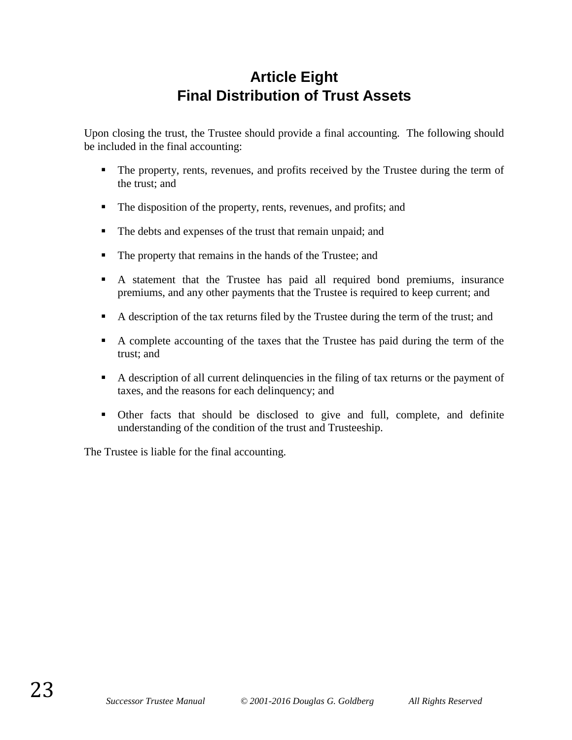# Article Eight
# Final Distribution of Trust Assets

Upon closing the trust, the Trustee should provide a final accounting. The following should be included in the final accounting:

- The property, rents, revenues, and profits received by the Trustee during the term of the trust; and
- The disposition of the property, rents, revenues, and profits; and
- The debts and expenses of the trust that remain unpaid; and
- The property that remains in the hands of the Trustee; and
- A statement that the Trustee has paid all required bond premiums, insurance premiums, and any other payments that the Trustee is required to keep current; and
- A description of the tax returns filed by the Trustee during the term of the trust; and
- A complete accounting of the taxes that the Trustee has paid during the term of the trust; and
- A description of all current delinquencies in the filing of tax returns or the payment of taxes, and the reasons for each delinquency; and
- Other facts that should be disclosed to give and full, complete, and definite understanding of the condition of the trust and Trusteeship.

The Trustee is liable for the final accounting.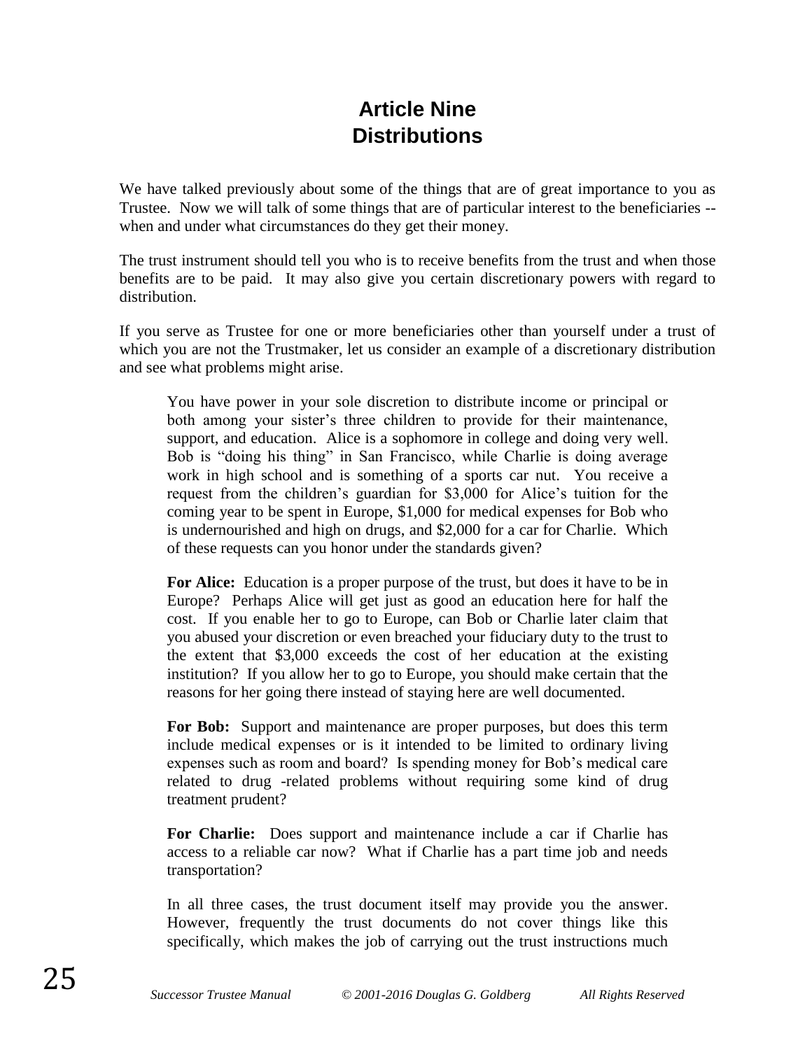# Article Nine
# Distributions

We have talked previously about some of the things that are of great importance to you as Trustee. Now we will talk of some things that are of particular interest to the beneficiaries -- when and under what circumstances do they get their money.

The trust instrument should tell you who is to receive benefits from the trust and when those benefits are to be paid. It may also give you certain discretionary powers with regard to distribution.

If you serve as Trustee for one or more beneficiaries other than yourself under a trust of which you are not the Trustmaker, let us consider an example of a discretionary distribution and see what problems might arise.

> You have power in your sole discretion to distribute income or principal or both among your sister's three children to provide for their maintenance, support, and education. Alice is a sophomore in college and doing very well. Bob is "doing his thing" in San Francisco, while Charlie is doing average work in high school and is something of a sports car nut. You receive a request from the children's guardian for $3,000 for Alice's tuition for the coming year to be spent in Europe, $1,000 for medical expenses for Bob who is undernourished and high on drugs, and $2,000 for a car for Charlie. Which of these requests can you honor under the standards given?
>
> **For Alice:** Education is a proper purpose of the trust, but does it have to be in Europe? Perhaps Alice will get just as good an education here for half the cost. If you enable her to go to Europe, can Bob or Charlie later claim that you abused your discretion or even breached your fiduciary duty to the trust to the extent that $3,000 exceeds the cost of her education at the existing institution? If you allow her to go to Europe, you should make certain that the reasons for her going there instead of staying here are well documented.
>
> **For Bob:** Support and maintenance are proper purposes, but does this term include medical expenses or is it intended to be limited to ordinary living expenses such as room and board? Is spending money for Bob's medical care related to drug -related problems without requiring some kind of drug treatment prudent?
>
> **For Charlie:** Does support and maintenance include a car if Charlie has access to a reliable car now? What if Charlie has a part time job and needs transportation?
>
> In all three cases, the trust document itself may provide you the answer. However, frequently the trust documents do not cover things like this specifically, which makes the job of carrying out the trust instructions much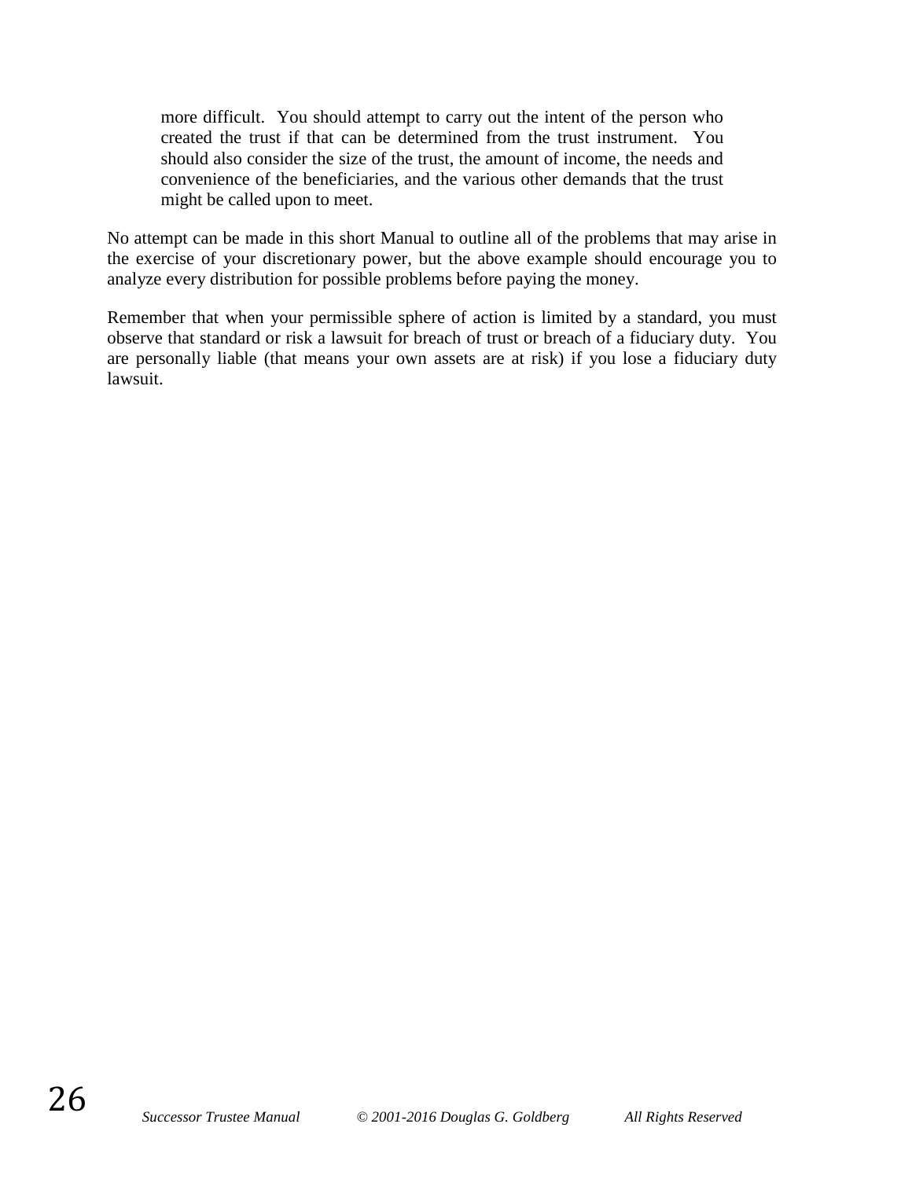> more difficult. You should attempt to carry out the intent of the person who created the trust if that can be determined from the trust instrument. You should also consider the size of the trust, the amount of income, the needs and convenience of the beneficiaries, and the various other demands that the trust might be called upon to meet.

No attempt can be made in this short Manual to outline all of the problems that may arise in the exercise of your discretionary power, but the above example should encourage you to analyze every distribution for possible problems before paying the money.

Remember that when your permissible sphere of action is limited by a standard, you must observe that standard or risk a lawsuit for breach of trust or breach of a fiduciary duty. You are personally liable (that means your own assets are at risk) if you lose a fiduciary duty lawsuit.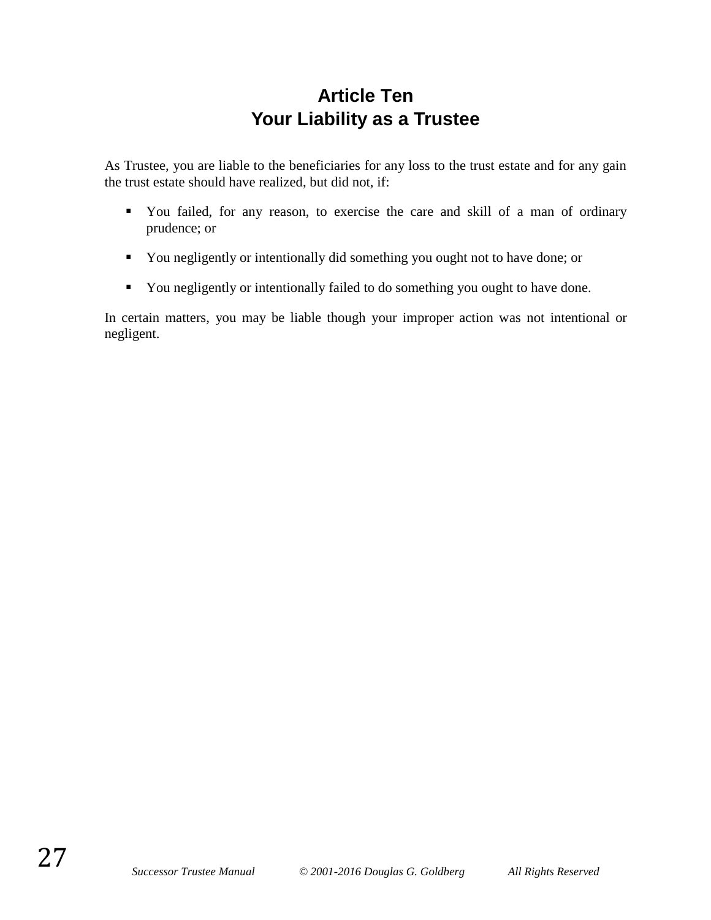# Article Ten
# Your Liability as a Trustee

As Trustee, you are liable to the beneficiaries for any loss to the trust estate and for any gain the trust estate should have realized, but did not, if:

- You failed, for any reason, to exercise the care and skill of a man of ordinary prudence; or
- You negligently or intentionally did something you ought not to have done; or
- You negligently or intentionally failed to do something you ought to have done.

In certain matters, you may be liable though your improper action was not intentional or negligent.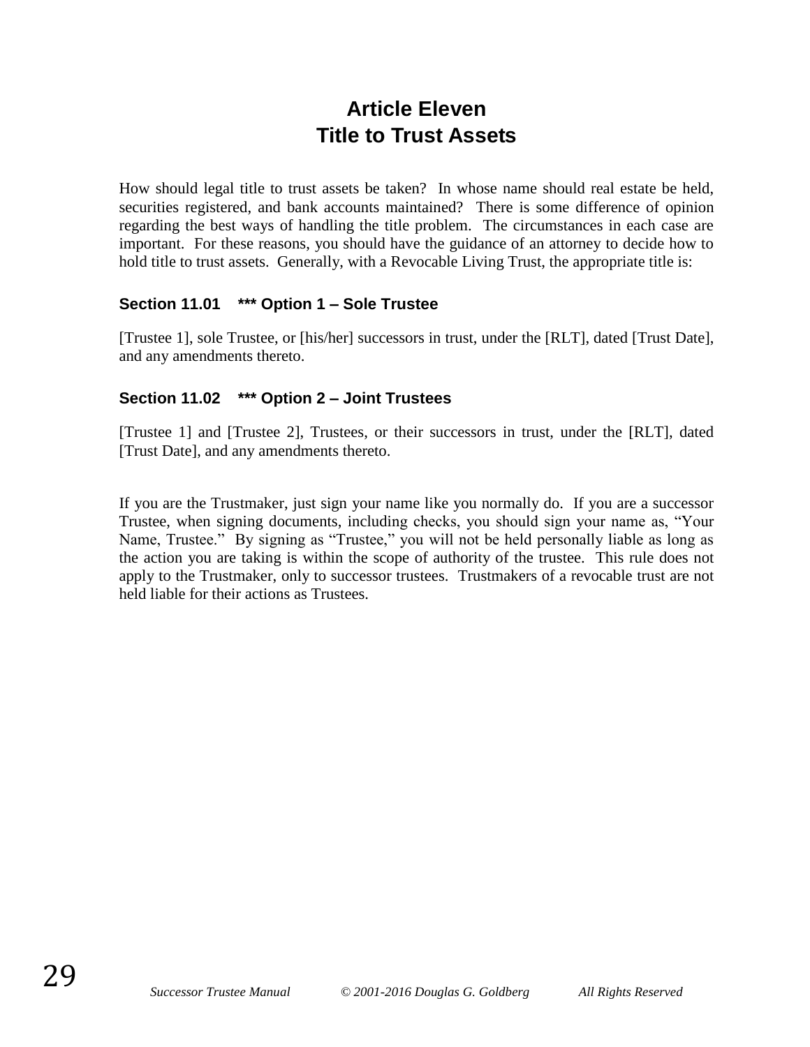# Article Eleven
# Title to Trust Assets

How should legal title to trust assets be taken? In whose name should real estate be held, securities registered, and bank accounts maintained? There is some difference of opinion regarding the best ways of handling the title problem. The circumstances in each case are important. For these reasons, you should have the guidance of an attorney to decide how to hold title to trust assets. Generally, with a Revocable Living Trust, the appropriate title is:

### Section 11.01 *** Option 1 – Sole Trustee

[Trustee 1], sole Trustee, or [his/her] successors in trust, under the [RLT], dated [Trust Date], and any amendments thereto.

### Section 11.02 *** Option 2 – Joint Trustees

[Trustee 1] and [Trustee 2], Trustees, or their successors in trust, under the [RLT], dated [Trust Date], and any amendments thereto.

If you are the Trustmaker, just sign your name like you normally do. If you are a successor Trustee, when signing documents, including checks, you should sign your name as, "Your Name, Trustee." By signing as "Trustee," you will not be held personally liable as long as the action you are taking is within the scope of authority of the trustee. This rule does not apply to the Trustmaker, only to successor trustees. Trustmakers of a revocable trust are not held liable for their actions as Trustees.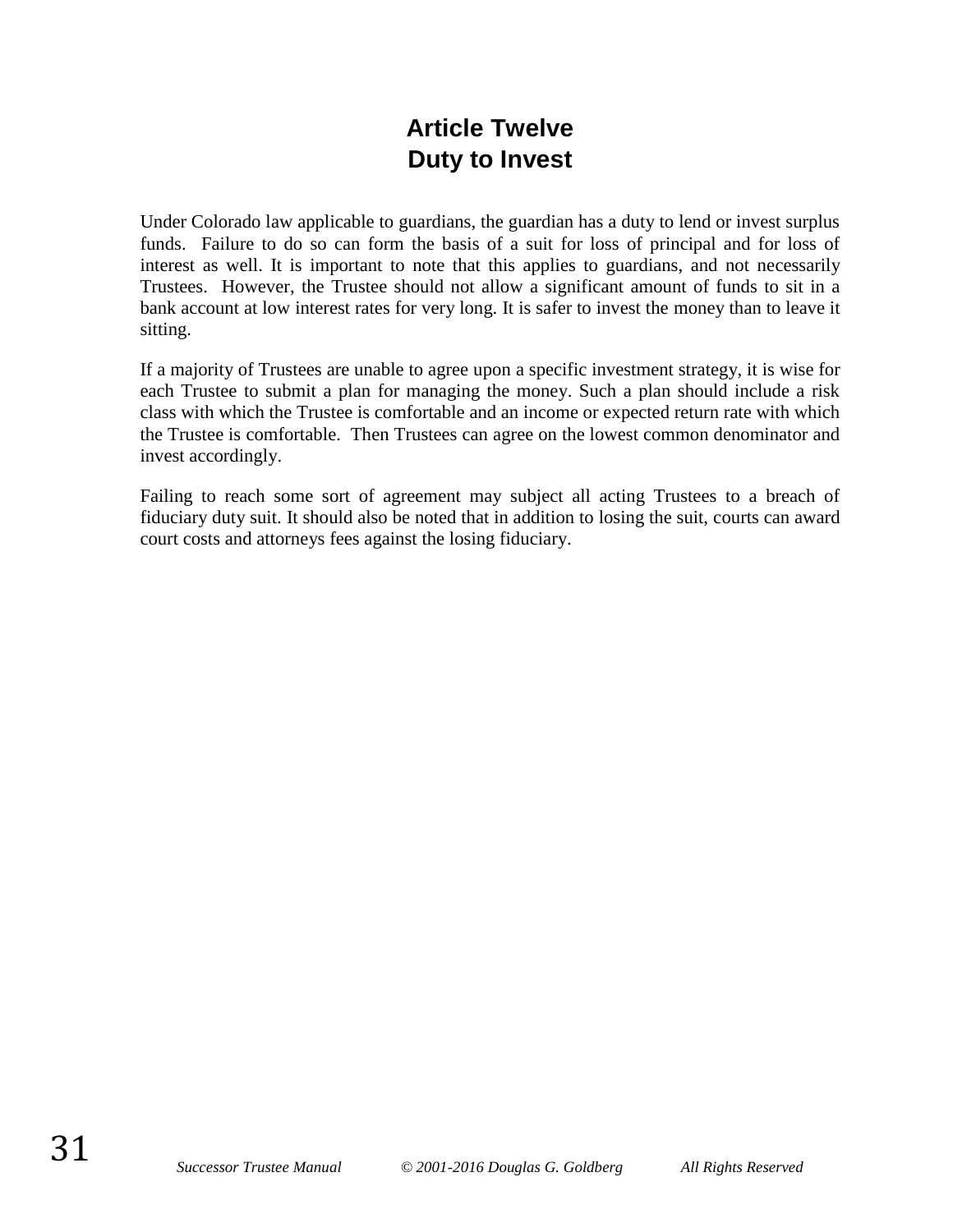# Article Twelve
# Duty to Invest

Under Colorado law applicable to guardians, the guardian has a duty to lend or invest surplus funds. Failure to do so can form the basis of a suit for loss of principal and for loss of interest as well. It is important to note that this applies to guardians, and not necessarily Trustees. However, the Trustee should not allow a significant amount of funds to sit in a bank account at low interest rates for very long. It is safer to invest the money than to leave it sitting.

If a majority of Trustees are unable to agree upon a specific investment strategy, it is wise for each Trustee to submit a plan for managing the money. Such a plan should include a risk class with which the Trustee is comfortable and an income or expected return rate with which the Trustee is comfortable. Then Trustees can agree on the lowest common denominator and invest accordingly.

Failing to reach some sort of agreement may subject all acting Trustees to a breach of fiduciary duty suit. It should also be noted that in addition to losing the suit, courts can award court costs and attorneys fees against the losing fiduciary.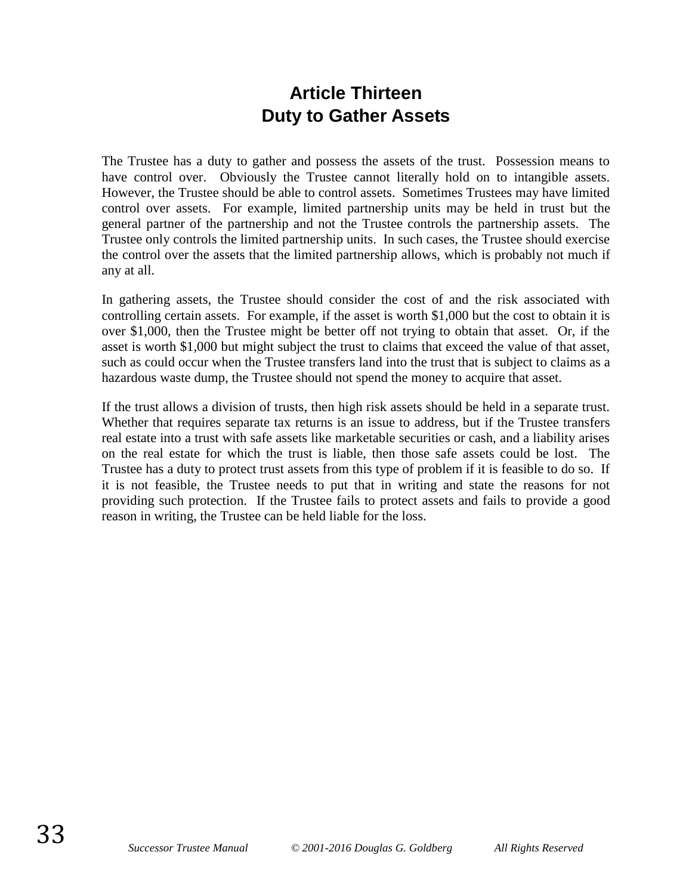# Article Thirteen
# Duty to Gather Assets

The Trustee has a duty to gather and possess the assets of the trust. Possession means to have control over. Obviously the Trustee cannot literally hold on to intangible assets. However, the Trustee should be able to control assets. Sometimes Trustees may have limited control over assets. For example, limited partnership units may be held in trust but the general partner of the partnership and not the Trustee controls the partnership assets. The Trustee only controls the limited partnership units. In such cases, the Trustee should exercise the control over the assets that the limited partnership allows, which is probably not much if any at all.

In gathering assets, the Trustee should consider the cost of and the risk associated with controlling certain assets. For example, if the asset is worth $1,000 but the cost to obtain it is over $1,000, then the Trustee might be better off not trying to obtain that asset. Or, if the asset is worth $1,000 but might subject the trust to claims that exceed the value of that asset, such as could occur when the Trustee transfers land into the trust that is subject to claims as a hazardous waste dump, the Trustee should not spend the money to acquire that asset.

If the trust allows a division of trusts, then high risk assets should be held in a separate trust. Whether that requires separate tax returns is an issue to address, but if the Trustee transfers real estate into a trust with safe assets like marketable securities or cash, and a liability arises on the real estate for which the trust is liable, then those safe assets could be lost. The Trustee has a duty to protect trust assets from this type of problem if it is feasible to do so. If it is not feasible, the Trustee needs to put that in writing and state the reasons for not providing such protection. If the Trustee fails to protect assets and fails to provide a good reason in writing, the Trustee can be held liable for the loss.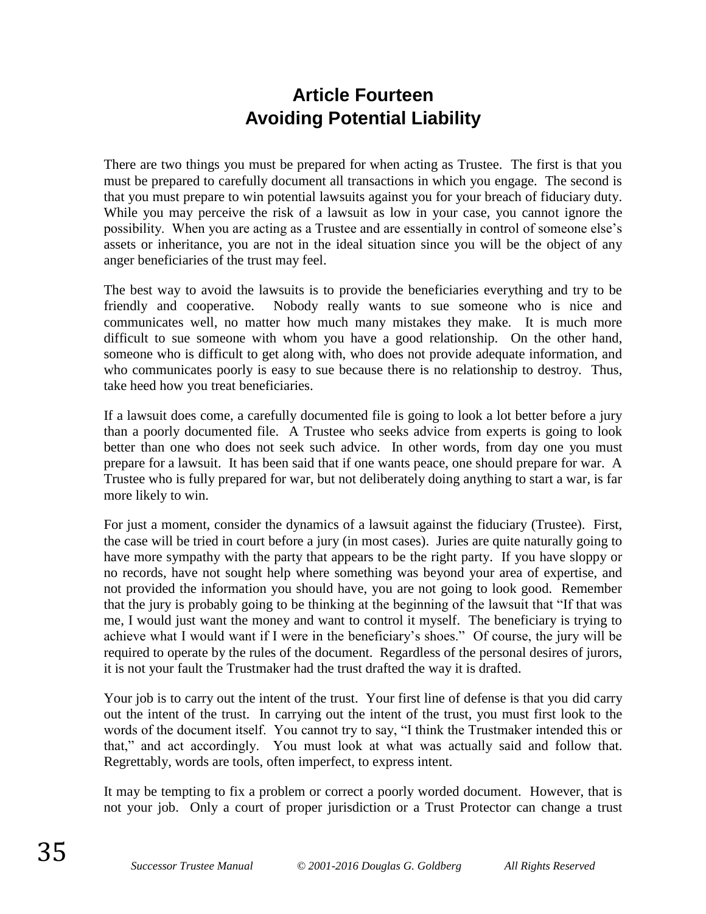# Article Fourteen
# Avoiding Potential Liability

There are two things you must be prepared for when acting as Trustee. The first is that you must be prepared to carefully document all transactions in which you engage. The second is that you must prepare to win potential lawsuits against you for your breach of fiduciary duty. While you may perceive the risk of a lawsuit as low in your case, you cannot ignore the possibility. When you are acting as a Trustee and are essentially in control of someone else's assets or inheritance, you are not in the ideal situation since you will be the object of any anger beneficiaries of the trust may feel.

The best way to avoid the lawsuits is to provide the beneficiaries everything and try to be friendly and cooperative. Nobody really wants to sue someone who is nice and communicates well, no matter how much many mistakes they make. It is much more difficult to sue someone with whom you have a good relationship. On the other hand, someone who is difficult to get along with, who does not provide adequate information, and who communicates poorly is easy to sue because there is no relationship to destroy. Thus, take heed how you treat beneficiaries.

If a lawsuit does come, a carefully documented file is going to look a lot better before a jury than a poorly documented file. A Trustee who seeks advice from experts is going to look better than one who does not seek such advice. In other words, from day one you must prepare for a lawsuit. It has been said that if one wants peace, one should prepare for war. A Trustee who is fully prepared for war, but not deliberately doing anything to start a war, is far more likely to win.

For just a moment, consider the dynamics of a lawsuit against the fiduciary (Trustee). First, the case will be tried in court before a jury (in most cases). Juries are quite naturally going to have more sympathy with the party that appears to be the right party. If you have sloppy or no records, have not sought help where something was beyond your area of expertise, and not provided the information you should have, you are not going to look good. Remember that the jury is probably going to be thinking at the beginning of the lawsuit that "If that was me, I would just want the money and want to control it myself. The beneficiary is trying to achieve what I would want if I were in the beneficiary's shoes." Of course, the jury will be required to operate by the rules of the document. Regardless of the personal desires of jurors, it is not your fault the Trustmaker had the trust drafted the way it is drafted.

Your job is to carry out the intent of the trust. Your first line of defense is that you did carry out the intent of the trust. In carrying out the intent of the trust, you must first look to the words of the document itself. You cannot try to say, "I think the Trustmaker intended this or that," and act accordingly. You must look at what was actually said and follow that. Regrettably, words are tools, often imperfect, to express intent.

It may be tempting to fix a problem or correct a poorly worded document. However, that is not your job. Only a court of proper jurisdiction or a Trust Protector can change a trust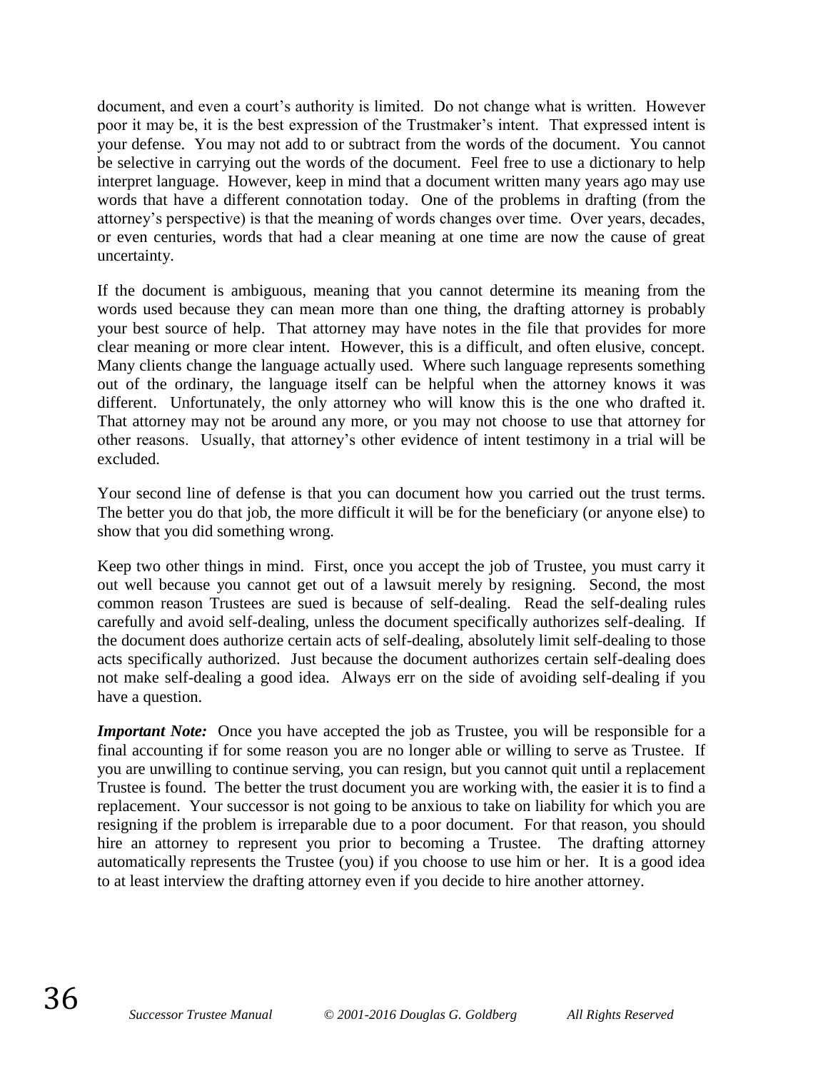document, and even a court's authority is limited. Do not change what is written. However poor it may be, it is the best expression of the Trustmaker's intent. That expressed intent is your defense. You may not add to or subtract from the words of the document. You cannot be selective in carrying out the words of the document. Feel free to use a dictionary to help interpret language. However, keep in mind that a document written many years ago may use words that have a different connotation today. One of the problems in drafting (from the attorney's perspective) is that the meaning of words changes over time. Over years, decades, or even centuries, words that had a clear meaning at one time are now the cause of great uncertainty.

If the document is ambiguous, meaning that you cannot determine its meaning from the words used because they can mean more than one thing, the drafting attorney is probably your best source of help. That attorney may have notes in the file that provides for more clear meaning or more clear intent. However, this is a difficult, and often elusive, concept. Many clients change the language actually used. Where such language represents something out of the ordinary, the language itself can be helpful when the attorney knows it was different. Unfortunately, the only attorney who will know this is the one who drafted it. That attorney may not be around any more, or you may not choose to use that attorney for other reasons. Usually, that attorney's other evidence of intent testimony in a trial will be excluded.

Your second line of defense is that you can document how you carried out the trust terms. The better you do that job, the more difficult it will be for the beneficiary (or anyone else) to show that you did something wrong.

Keep two other things in mind. First, once you accept the job of Trustee, you must carry it out well because you cannot get out of a lawsuit merely by resigning. Second, the most common reason Trustees are sued is because of self-dealing. Read the self-dealing rules carefully and avoid self-dealing, unless the document specifically authorizes self-dealing. If the document does authorize certain acts of self-dealing, absolutely limit self-dealing to those acts specifically authorized. Just because the document authorizes certain self-dealing does not make self-dealing a good idea. Always err on the side of avoiding self-dealing if you have a question.

***Important Note:*** Once you have accepted the job as Trustee, you will be responsible for a final accounting if for some reason you are no longer able or willing to serve as Trustee. If you are unwilling to continue serving, you can resign, but you cannot quit until a replacement Trustee is found. The better the trust document you are working with, the easier it is to find a replacement. Your successor is not going to be anxious to take on liability for which you are resigning if the problem is irreparable due to a poor document. For that reason, you should hire an attorney to represent you prior to becoming a Trustee. The drafting attorney automatically represents the Trustee (you) if you choose to use him or her. It is a good idea to at least interview the drafting attorney even if you decide to hire another attorney.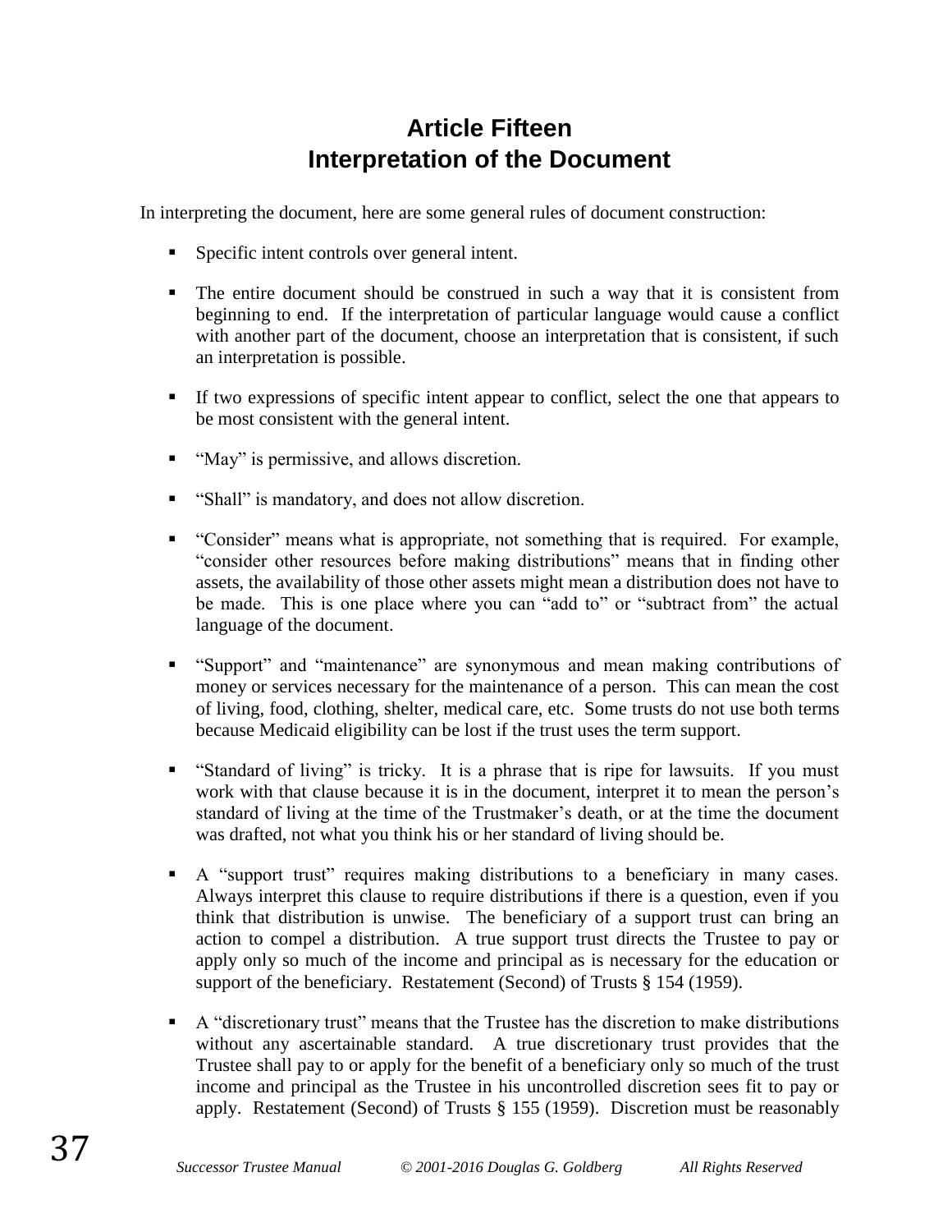# Article Fifteen
# Interpretation of the Document

In interpreting the document, here are some general rules of document construction:

- Specific intent controls over general intent.
- The entire document should be construed in such a way that it is consistent from beginning to end. If the interpretation of particular language would cause a conflict with another part of the document, choose an interpretation that is consistent, if such an interpretation is possible.
- If two expressions of specific intent appear to conflict, select the one that appears to be most consistent with the general intent.
- "May" is permissive, and allows discretion.
- "Shall" is mandatory, and does not allow discretion.
- "Consider" means what is appropriate, not something that is required. For example, "consider other resources before making distributions" means that in finding other assets, the availability of those other assets might mean a distribution does not have to be made. This is one place where you can "add to" or "subtract from" the actual language of the document.
- "Support" and "maintenance" are synonymous and mean making contributions of money or services necessary for the maintenance of a person. This can mean the cost of living, food, clothing, shelter, medical care, etc. Some trusts do not use both terms because Medicaid eligibility can be lost if the trust uses the term support.
- "Standard of living" is tricky. It is a phrase that is ripe for lawsuits. If you must work with that clause because it is in the document, interpret it to mean the person's standard of living at the time of the Trustmaker's death, or at the time the document was drafted, not what you think his or her standard of living should be.
- A "support trust" requires making distributions to a beneficiary in many cases. Always interpret this clause to require distributions if there is a question, even if you think that distribution is unwise. The beneficiary of a support trust can bring an action to compel a distribution. A true support trust directs the Trustee to pay or apply only so much of the income and principal as is necessary for the education or support of the beneficiary. Restatement (Second) of Trusts § 154 (1959).
- A "discretionary trust" means that the Trustee has the discretion to make distributions without any ascertainable standard. A true discretionary trust provides that the Trustee shall pay to or apply for the benefit of a beneficiary only so much of the trust income and principal as the Trustee in his uncontrolled discretion sees fit to pay or apply. Restatement (Second) of Trusts § 155 (1959). Discretion must be reasonably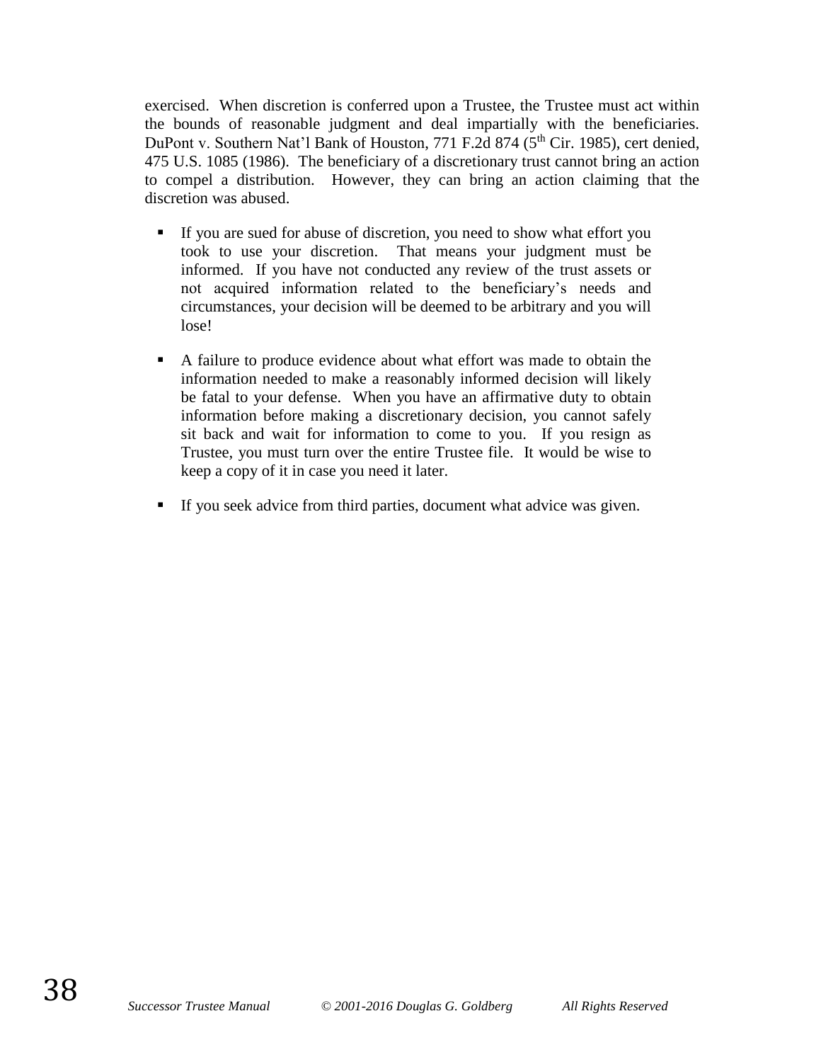exercised. When discretion is conferred upon a Trustee, the Trustee must act within the bounds of reasonable judgment and deal impartially with the beneficiaries. DuPont v. Southern Nat'l Bank of Houston, 771 F.2d 874 (5th Cir. 1985), cert denied, 475 U.S. 1085 (1986). The beneficiary of a discretionary trust cannot bring an action to compel a distribution. However, they can bring an action claiming that the discretion was abused.

- If you are sued for abuse of discretion, you need to show what effort you took to use your discretion. That means your judgment must be informed. If you have not conducted any review of the trust assets or not acquired information related to the beneficiary's needs and circumstances, your decision will be deemed to be arbitrary and you will lose!

- A failure to produce evidence about what effort was made to obtain the information needed to make a reasonably informed decision will likely be fatal to your defense. When you have an affirmative duty to obtain information before making a discretionary decision, you cannot safely sit back and wait for information to come to you. If you resign as Trustee, you must turn over the entire Trustee file. It would be wise to keep a copy of it in case you need it later.

- If you seek advice from third parties, document what advice was given.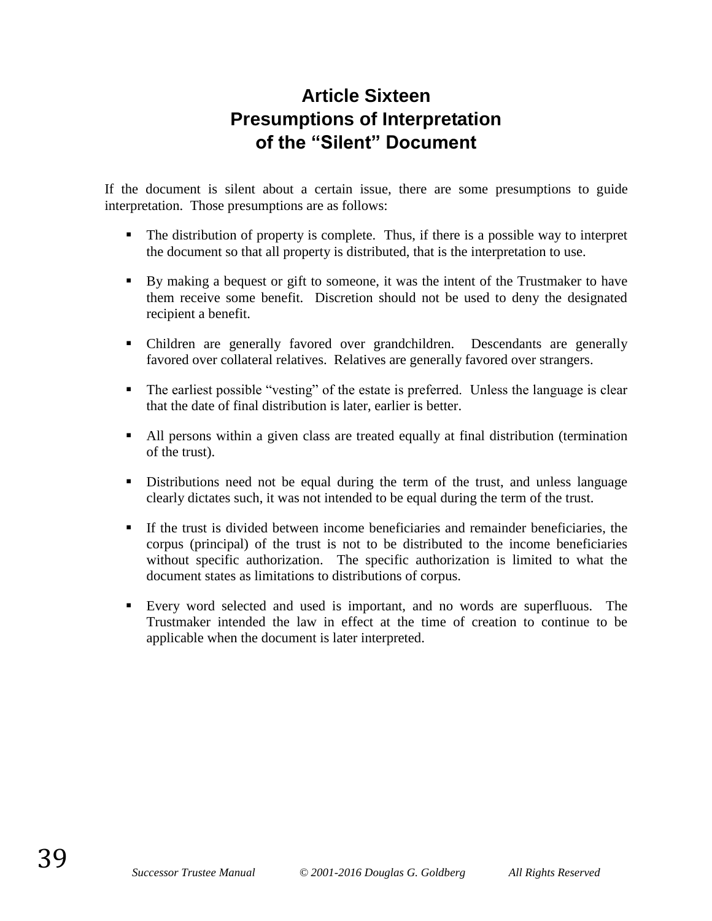# Article Sixteen
# Presumptions of Interpretation of the "Silent" Document

If the document is silent about a certain issue, there are some presumptions to guide interpretation. Those presumptions are as follows:

- The distribution of property is complete. Thus, if there is a possible way to interpret the document so that all property is distributed, that is the interpretation to use.
- By making a bequest or gift to someone, it was the intent of the Trustmaker to have them receive some benefit. Discretion should not be used to deny the designated recipient a benefit.
- Children are generally favored over grandchildren. Descendants are generally favored over collateral relatives. Relatives are generally favored over strangers.
- The earliest possible "vesting" of the estate is preferred. Unless the language is clear that the date of final distribution is later, earlier is better.
- All persons within a given class are treated equally at final distribution (termination of the trust).
- Distributions need not be equal during the term of the trust, and unless language clearly dictates such, it was not intended to be equal during the term of the trust.
- If the trust is divided between income beneficiaries and remainder beneficiaries, the corpus (principal) of the trust is not to be distributed to the income beneficiaries without specific authorization. The specific authorization is limited to what the document states as limitations to distributions of corpus.
- Every word selected and used is important, and no words are superfluous. The Trustmaker intended the law in effect at the time of creation to continue to be applicable when the document is later interpreted.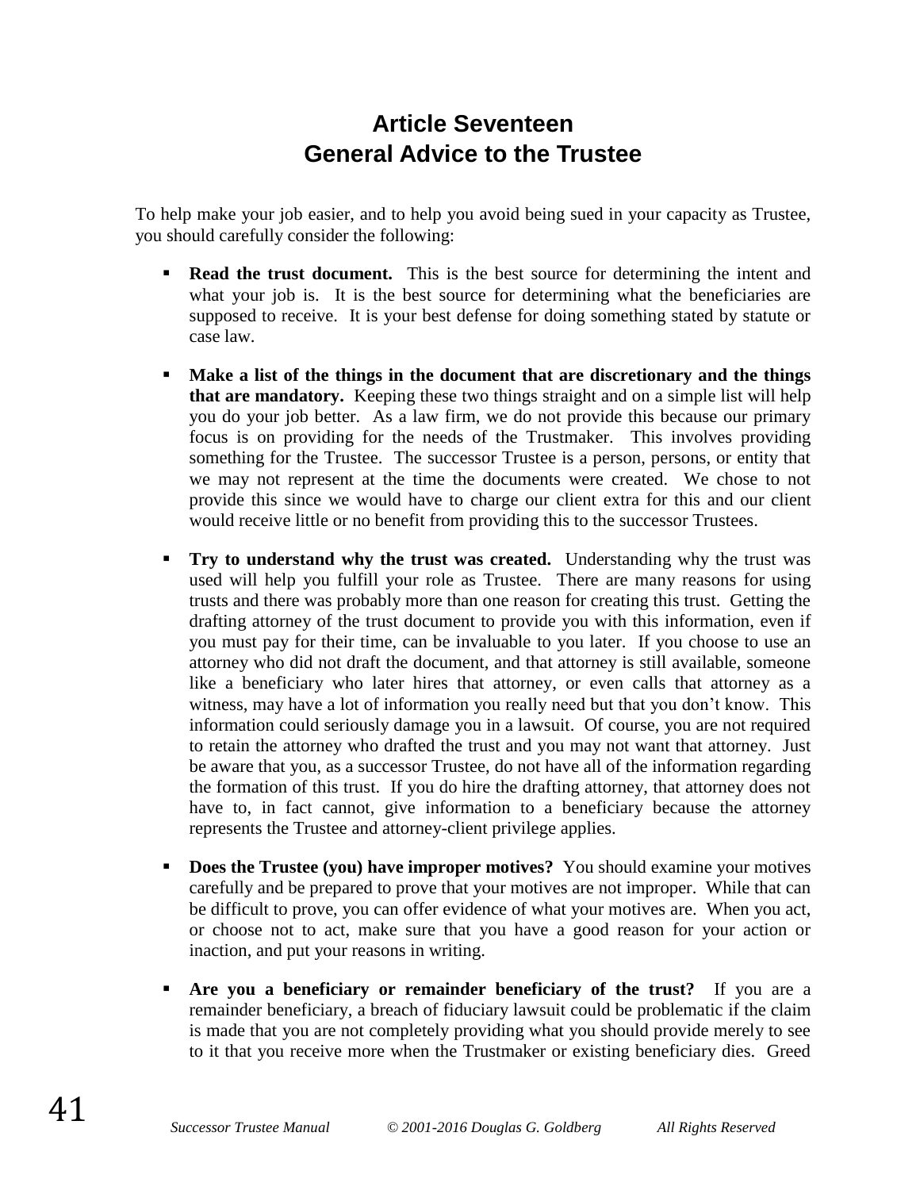# Article Seventeen
# General Advice to the Trustee

To help make your job easier, and to help you avoid being sued in your capacity as Trustee, you should carefully consider the following:

- **Read the trust document.** This is the best source for determining the intent and what your job is. It is the best source for determining what the beneficiaries are supposed to receive. It is your best defense for doing something stated by statute or case law.

- **Make a list of the things in the document that are discretionary and the things that are mandatory.** Keeping these two things straight and on a simple list will help you do your job better. As a law firm, we do not provide this because our primary focus is on providing for the needs of the Trustmaker. This involves providing something for the Trustee. The successor Trustee is a person, persons, or entity that we may not represent at the time the documents were created. We chose to not provide this since we would have to charge our client extra for this and our client would receive little or no benefit from providing this to the successor Trustees.

- **Try to understand why the trust was created.** Understanding why the trust was used will help you fulfill your role as Trustee. There are many reasons for using trusts and there was probably more than one reason for creating this trust. Getting the drafting attorney of the trust document to provide you with this information, even if you must pay for their time, can be invaluable to you later. If you choose to use an attorney who did not draft the document, and that attorney is still available, someone like a beneficiary who later hires that attorney, or even calls that attorney as a witness, may have a lot of information you really need but that you don't know. This information could seriously damage you in a lawsuit. Of course, you are not required to retain the attorney who drafted the trust and you may not want that attorney. Just be aware that you, as a successor Trustee, do not have all of the information regarding the formation of this trust. If you do hire the drafting attorney, that attorney does not have to, in fact cannot, give information to a beneficiary because the attorney represents the Trustee and attorney-client privilege applies.

- **Does the Trustee (you) have improper motives?** You should examine your motives carefully and be prepared to prove that your motives are not improper. While that can be difficult to prove, you can offer evidence of what your motives are. When you act, or choose not to act, make sure that you have a good reason for your action or inaction, and put your reasons in writing.

- **Are you a beneficiary or remainder beneficiary of the trust?** If you are a remainder beneficiary, a breach of fiduciary lawsuit could be problematic if the claim is made that you are not completely providing what you should provide merely to see to it that you receive more when the Trustmaker or existing beneficiary dies. Greed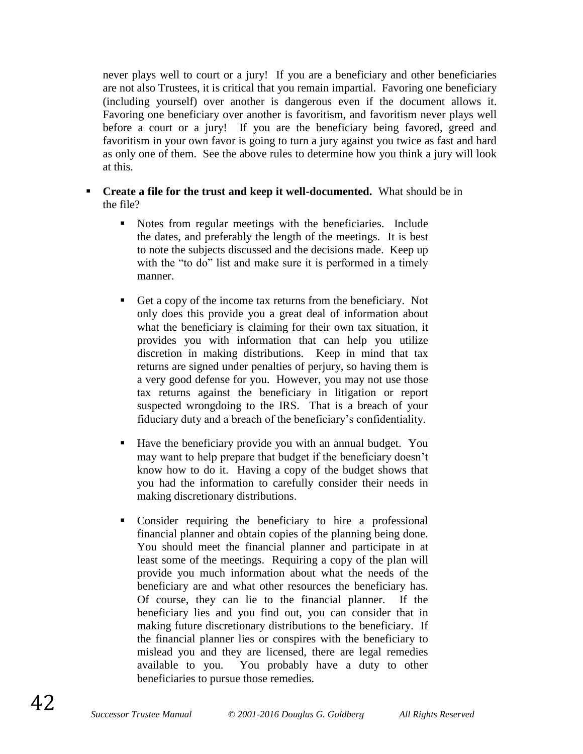never plays well to court or a jury! If you are a beneficiary and other beneficiaries are not also Trustees, it is critical that you remain impartial. Favoring one beneficiary (including yourself) over another is dangerous even if the document allows it. Favoring one beneficiary over another is favoritism, and favoritism never plays well before a court or a jury! If you are the beneficiary being favored, greed and favoritism in your own favor is going to turn a jury against you twice as fast and hard as only one of them. See the above rules to determine how you think a jury will look at this.

- **Create a file for the trust and keep it well-documented.** What should be in the file?

    - Notes from regular meetings with the beneficiaries. Include the dates, and preferably the length of the meetings. It is best to note the subjects discussed and the decisions made. Keep up with the "to do" list and make sure it is performed in a timely manner.

    - Get a copy of the income tax returns from the beneficiary. Not only does this provide you a great deal of information about what the beneficiary is claiming for their own tax situation, it provides you with information that can help you utilize discretion in making distributions. Keep in mind that tax returns are signed under penalties of perjury, so having them is a very good defense for you. However, you may not use those tax returns against the beneficiary in litigation or report suspected wrongdoing to the IRS. That is a breach of your fiduciary duty and a breach of the beneficiary's confidentiality.

    - Have the beneficiary provide you with an annual budget. You may want to help prepare that budget if the beneficiary doesn't know how to do it. Having a copy of the budget shows that you had the information to carefully consider their needs in making discretionary distributions.

    - Consider requiring the beneficiary to hire a professional financial planner and obtain copies of the planning being done. You should meet the financial planner and participate in at least some of the meetings. Requiring a copy of the plan will provide you much information about what the needs of the beneficiary are and what other resources the beneficiary has. Of course, they can lie to the financial planner. If the beneficiary lies and you find out, you can consider that in making future discretionary distributions to the beneficiary. If the financial planner lies or conspires with the beneficiary to mislead you and they are licensed, there are legal remedies available to you. You probably have a duty to other beneficiaries to pursue those remedies.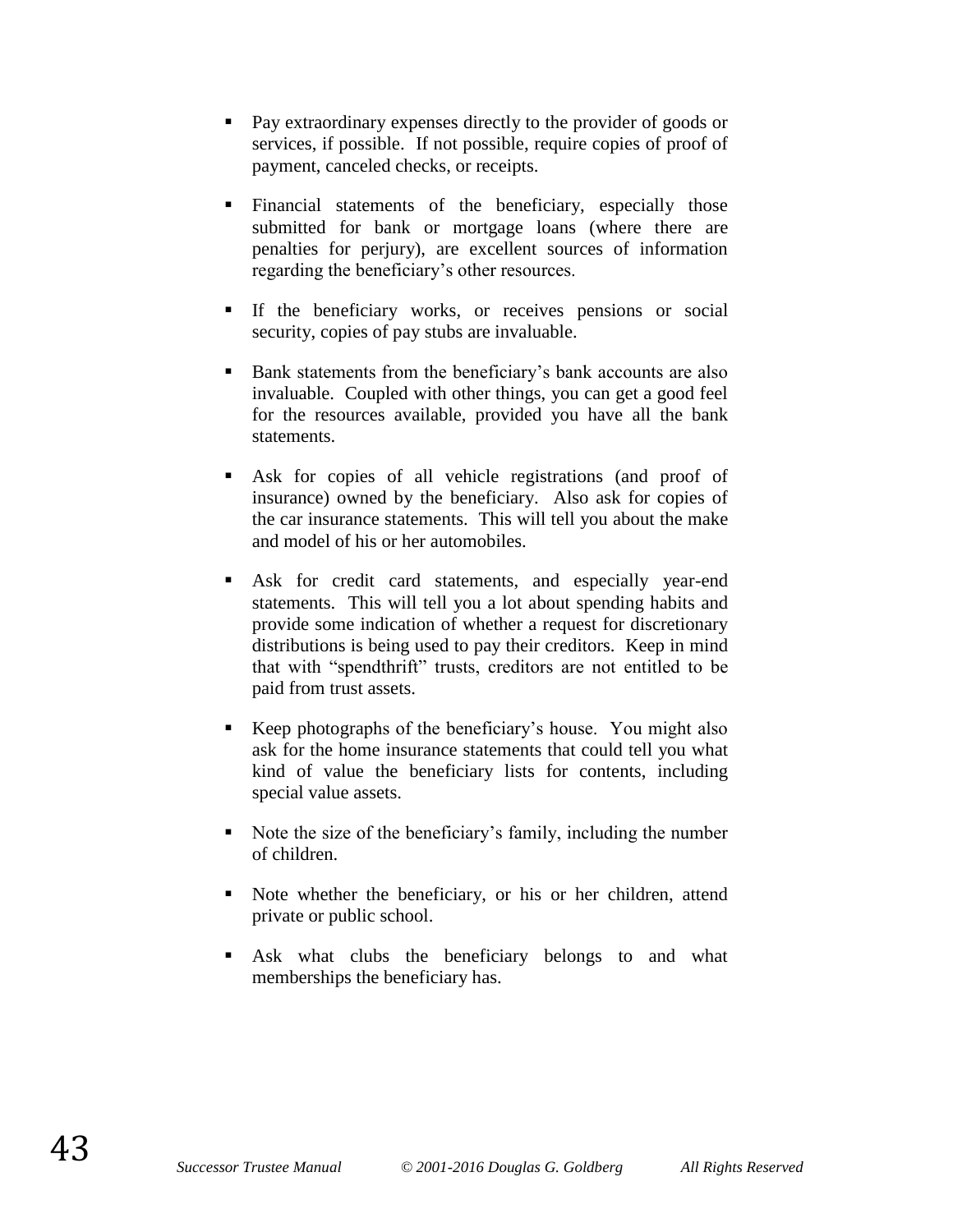- Pay extraordinary expenses directly to the provider of goods or services, if possible. If not possible, require copies of proof of payment, canceled checks, or receipts.

- Financial statements of the beneficiary, especially those submitted for bank or mortgage loans (where there are penalties for perjury), are excellent sources of information regarding the beneficiary's other resources.

- If the beneficiary works, or receives pensions or social security, copies of pay stubs are invaluable.

- Bank statements from the beneficiary's bank accounts are also invaluable. Coupled with other things, you can get a good feel for the resources available, provided you have all the bank statements.

- Ask for copies of all vehicle registrations (and proof of insurance) owned by the beneficiary. Also ask for copies of the car insurance statements. This will tell you about the make and model of his or her automobiles.

- Ask for credit card statements, and especially year-end statements. This will tell you a lot about spending habits and provide some indication of whether a request for discretionary distributions is being used to pay their creditors. Keep in mind that with "spendthrift" trusts, creditors are not entitled to be paid from trust assets.

- Keep photographs of the beneficiary's house. You might also ask for the home insurance statements that could tell you what kind of value the beneficiary lists for contents, including special value assets.

- Note the size of the beneficiary's family, including the number of children.

- Note whether the beneficiary, or his or her children, attend private or public school.

- Ask what clubs the beneficiary belongs to and what memberships the beneficiary has.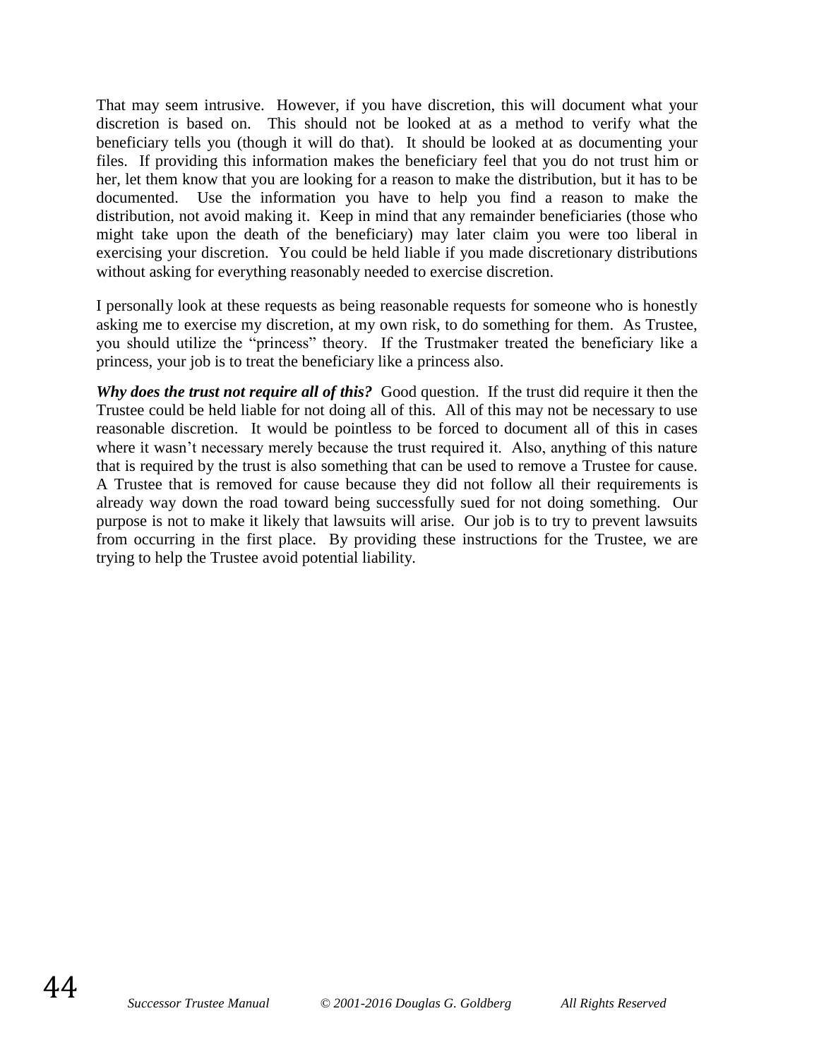That may seem intrusive. However, if you have discretion, this will document what your discretion is based on. This should not be looked at as a method to verify what the beneficiary tells you (though it will do that). It should be looked at as documenting your files. If providing this information makes the beneficiary feel that you do not trust him or her, let them know that you are looking for a reason to make the distribution, but it has to be documented. Use the information you have to help you find a reason to make the distribution, not avoid making it. Keep in mind that any remainder beneficiaries (those who might take upon the death of the beneficiary) may later claim you were too liberal in exercising your discretion. You could be held liable if you made discretionary distributions without asking for everything reasonably needed to exercise discretion.

I personally look at these requests as being reasonable requests for someone who is honestly asking me to exercise my discretion, at my own risk, to do something for them. As Trustee, you should utilize the "princess" theory. If the Trustmaker treated the beneficiary like a princess, your job is to treat the beneficiary like a princess also.

***Why does the trust not require all of this?*** Good question. If the trust did require it then the Trustee could be held liable for not doing all of this. All of this may not be necessary to use reasonable discretion. It would be pointless to be forced to document all of this in cases where it wasn't necessary merely because the trust required it. Also, anything of this nature that is required by the trust is also something that can be used to remove a Trustee for cause. A Trustee that is removed for cause because they did not follow all their requirements is already way down the road toward being successfully sued for not doing something. Our purpose is not to make it likely that lawsuits will arise. Our job is to try to prevent lawsuits from occurring in the first place. By providing these instructions for the Trustee, we are trying to help the Trustee avoid potential liability.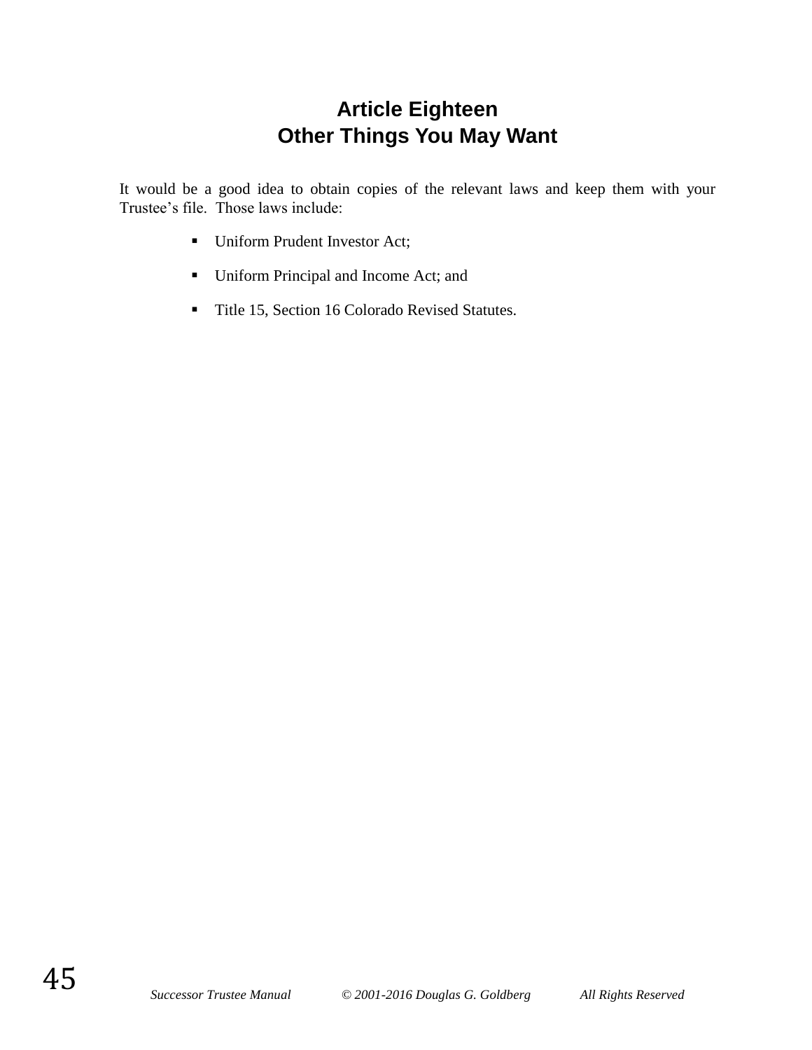# Article Eighteen
# Other Things You May Want

It would be a good idea to obtain copies of the relevant laws and keep them with your Trustee's file. Those laws include:

- Uniform Prudent Investor Act;
- Uniform Principal and Income Act; and
- Title 15, Section 16 Colorado Revised Statutes.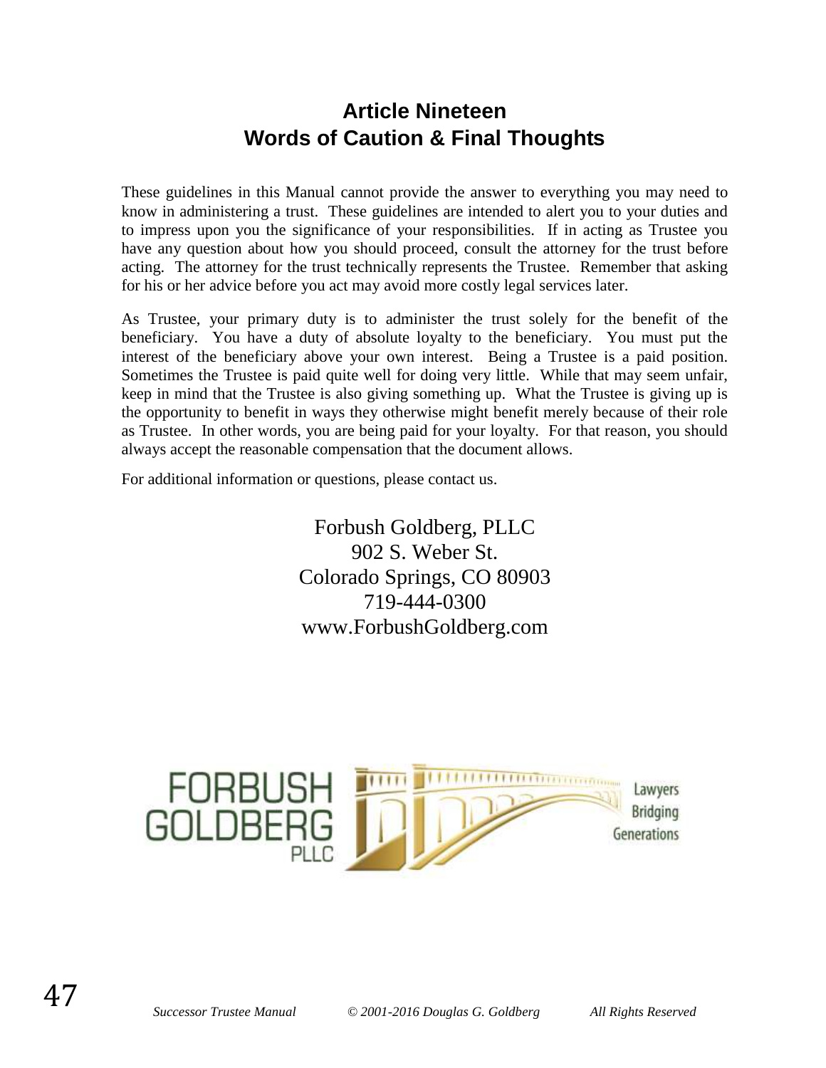## Article Nineteen
## Words of Caution & Final Thoughts

These guidelines in this Manual cannot provide the answer to everything you may need to know in administering a trust. These guidelines are intended to alert you to your duties and to impress upon you the significance of your responsibilities. If in acting as Trustee you have any question about how you should proceed, consult the attorney for the trust before acting. The attorney for the trust technically represents the Trustee. Remember that asking for his or her advice before you act may avoid more costly legal services later.

As Trustee, your primary duty is to administer the trust solely for the benefit of the beneficiary. You have a duty of absolute loyalty to the beneficiary. You must put the interest of the beneficiary above your own interest. Being a Trustee is a paid position. Sometimes the Trustee is paid quite well for doing very little. While that may seem unfair, keep in mind that the Trustee is also giving something up. What the Trustee is giving up is the opportunity to benefit in ways they otherwise might benefit merely because of their role as Trustee. In other words, you are being paid for your loyalty. For that reason, you should always accept the reasonable compensation that the document allows.

For additional information or questions, please contact us.

Forbush Goldberg, PLLC
902 S. Weber St.
Colorado Springs, CO 80903
719-444-0300
www.ForbushGoldberg.com

FORBUSH GOLDBERG PLLC

Lawyers Bridging Generations